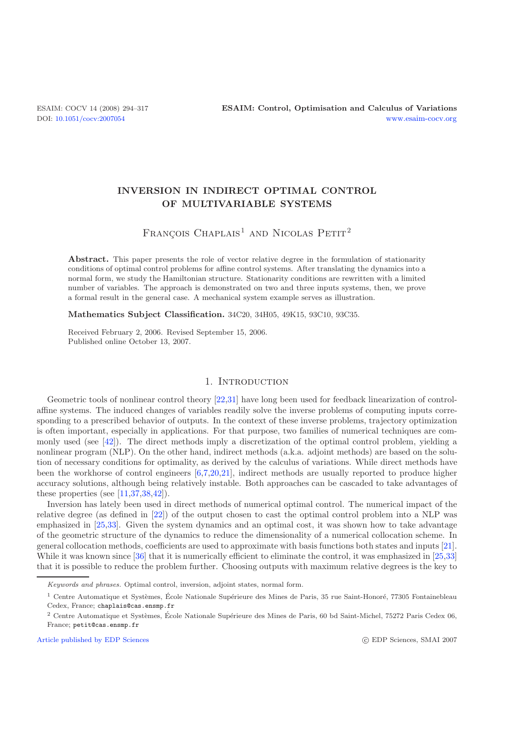# INVERSION IN INDIRECT OPTIMAL CONTROL OF MULTIVARIABLE SYSTEMS

François Chaplais[1] and Nicolas Petit[2]

**Abstract.** This paper presents the role of vector relative degree in the formulation of stationarity conditions of optimal control problems for affine control systems. After translating the dynamics into a normal form, we study the Hamiltonian structure. Stationarity conditions are rewritten with a limited number of variables. The approach is demonstrated on two and three inputs systems, then, we prove a formal result in the general case. A mechanical system example serves as illustration.

**Mathematics Subject Classification.** 34C20, 34H05, 49K15, 93C10, 93C35.

Received February 2, 2006. Revised September 15, 2006.
Published online October 13, 2007.

## 1. Introduction

Geometric tools of nonlinear control theory [22,31] have long been used for feedback linearization of control-affine systems. The induced changes of variables readily solve the inverse problems of computing inputs corresponding to a prescribed behavior of outputs. In the context of these inverse problems, trajectory optimization is often important, especially in applications. For that purpose, two families of numerical techniques are commonly used (see [42]). The direct methods imply a discretization of the optimal control problem, yielding a nonlinear program (NLP). On the other hand, indirect methods (a.k.a. adjoint methods) are based on the solution of necessary conditions for optimality, as derived by the calculus of variations. While direct methods have been the workhorse of control engineers [6,7,20,21], indirect methods are usually reported to produce higher accuracy solutions, although being relatively instable. Both approaches can be cascaded to take advantages of these properties (see [11,37,38,42]).

Inversion has lately been used in direct methods of numerical optimal control. The numerical impact of the relative degree (as defined in [22]) of the output chosen to cast the optimal control problem into a NLP was emphasized in [25,33]. Given the system dynamics and an optimal cost, it was shown how to take advantage of the geometric structure of the dynamics to reduce the dimensionality of a numerical collocation scheme. In general collocation methods, coefficients are used to approximate with basis functions both states and inputs [21]. While it was known since [36] that it is numerically efficient to eliminate the control, it was emphasized in [25,33] that it is possible to reduce the problem further. Choosing outputs with maximum relative degrees is the key to

---

*Keywords and phrases.* Optimal control, inversion, adjoint states, normal form.

[1] Centre Automatique et Systèmes, École Nationale Supérieure des Mines de Paris, 35 rue Saint-Honoré, 77305 Fontainebleau Cedex, France; chaplais@cas.ensmp.fr

[2] Centre Automatique et Systèmes, École Nationale Supérieure des Mines de Paris, 60 bd Saint-Michel, 75272 Paris Cedex 06, France; petit@cas.ensmp.fr

Article published by EDP Sciences © EDP Sciences, SMAI 2007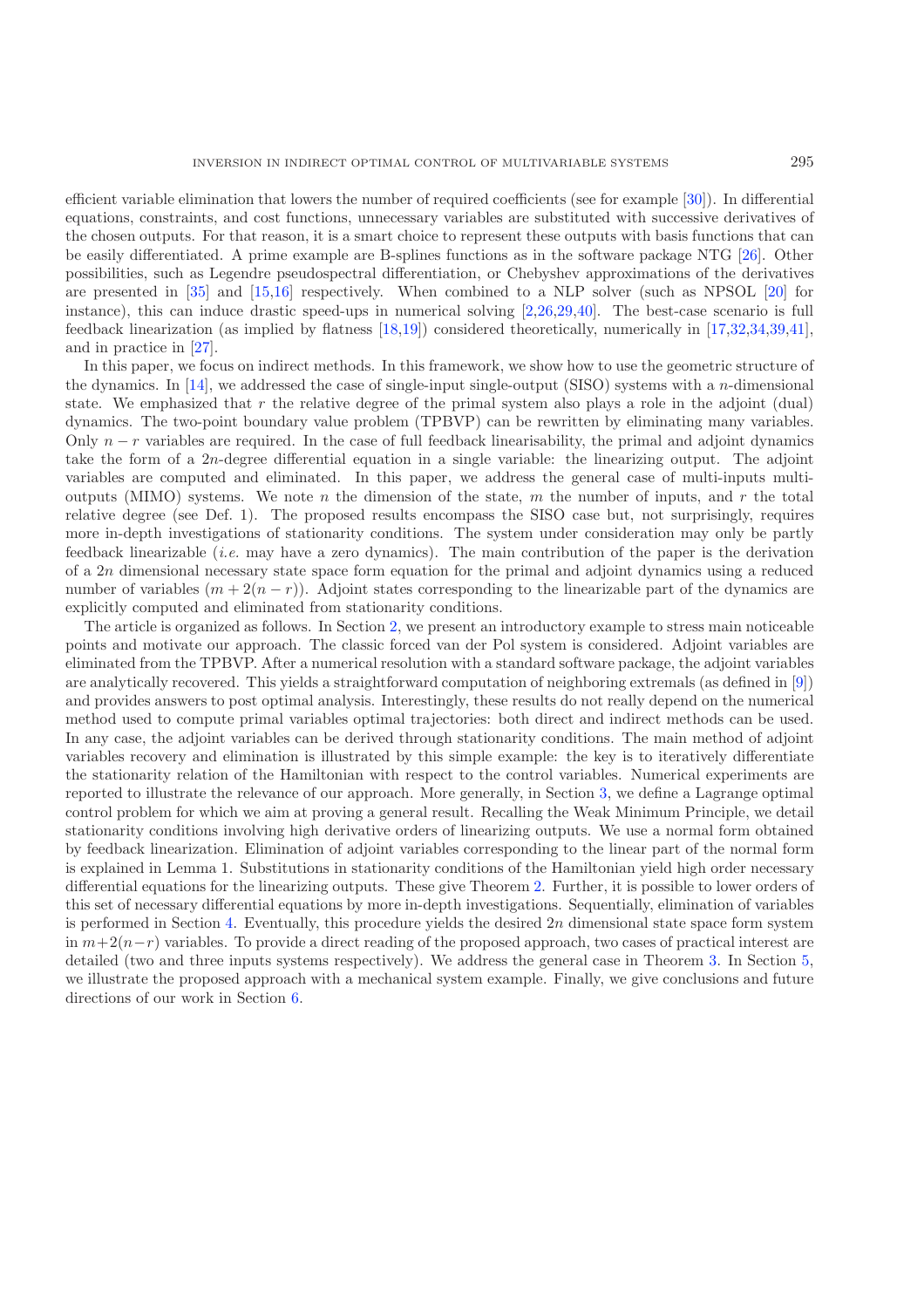efficient variable elimination that lowers the number of required coefficients (see for example [30]). In differential equations, constraints, and cost functions, unnecessary variables are substituted with successive derivatives of the chosen outputs. For that reason, it is a smart choice to represent these outputs with basis functions that can be easily differentiated. A prime example are B-splines functions as in the software package NTG [26]. Other possibilities, such as Legendre pseudospectral differentiation, or Chebyshev approximations of the derivatives are presented in [35] and [15,16] respectively. When combined to a NLP solver (such as NPSOL [20] for instance), this can induce drastic speed-ups in numerical solving [2,26,29,40]. The best-case scenario is full feedback linearization (as implied by flatness [18,19]) considered theoretically, numerically in [17,32,34,39,41], and in practice in [27].

In this paper, we focus on indirect methods. In this framework, we show how to use the geometric structure of the dynamics. In [14], we addressed the case of single-input single-output (SISO) systems with a $n$-dimensional state. We emphasized that $r$ the relative degree of the primal system also plays a role in the adjoint (dual) dynamics. The two-point boundary value problem (TPBVP) can be rewritten by eliminating many variables. Only $n - r$ variables are required. In the case of full feedback linearisability, the primal and adjoint dynamics take the form of a $2n$-degree differential equation in a single variable: the linearizing output. The adjoint variables are computed and eliminated. In this paper, we address the general case of multi-inputs multi-outputs (MIMO) systems. We note $n$ the dimension of the state, $m$ the number of inputs, and $r$ the total relative degree (see Def. 1). The proposed results encompass the SISO case but, not surprisingly, requires more in-depth investigations of stationarity conditions. The system under consideration may only be partly feedback linearizable (*i.e.* may have a zero dynamics). The main contribution of the paper is the derivation of a $2n$ dimensional necessary state space form equation for the primal and adjoint dynamics using a reduced number of variables $(m + 2(n - r))$. Adjoint states corresponding to the linearizable part of the dynamics are explicitly computed and eliminated from stationarity conditions.

The article is organized as follows. In Section 2, we present an introductory example to stress main noticeable points and motivate our approach. The classic forced van der Pol system is considered. Adjoint variables are eliminated from the TPBVP. After a numerical resolution with a standard software package, the adjoint variables are analytically recovered. This yields a straightforward computation of neighboring extremals (as defined in [9]) and provides answers to post optimal analysis. Interestingly, these results do not really depend on the numerical method used to compute primal variables optimal trajectories: both direct and indirect methods can be used. In any case, the adjoint variables can be derived through stationarity conditions. The main method of adjoint variables recovery and elimination is illustrated by this simple example: the key is to iteratively differentiate the stationarity relation of the Hamiltonian with respect to the control variables. Numerical experiments are reported to illustrate the relevance of our approach. More generally, in Section 3, we define a Lagrange optimal control problem for which we aim at proving a general result. Recalling the Weak Minimum Principle, we detail stationarity conditions involving high derivative orders of linearizing outputs. We use a normal form obtained by feedback linearization. Elimination of adjoint variables corresponding to the linear part of the normal form is explained in Lemma 1. Substitutions in stationarity conditions of the Hamiltonian yield high order necessary differential equations for the linearizing outputs. These give Theorem 2. Further, it is possible to lower orders of this set of necessary differential equations by more in-depth investigations. Sequentially, elimination of variables is performed in Section 4. Eventually, this procedure yields the desired $2n$ dimensional state space form system in $m+2(n-r)$ variables. To provide a direct reading of the proposed approach, two cases of practical interest are detailed (two and three inputs systems respectively). We address the general case in Theorem 3. In Section 5, we illustrate the proposed approach with a mechanical system example. Finally, we give conclusions and future directions of our work in Section 6.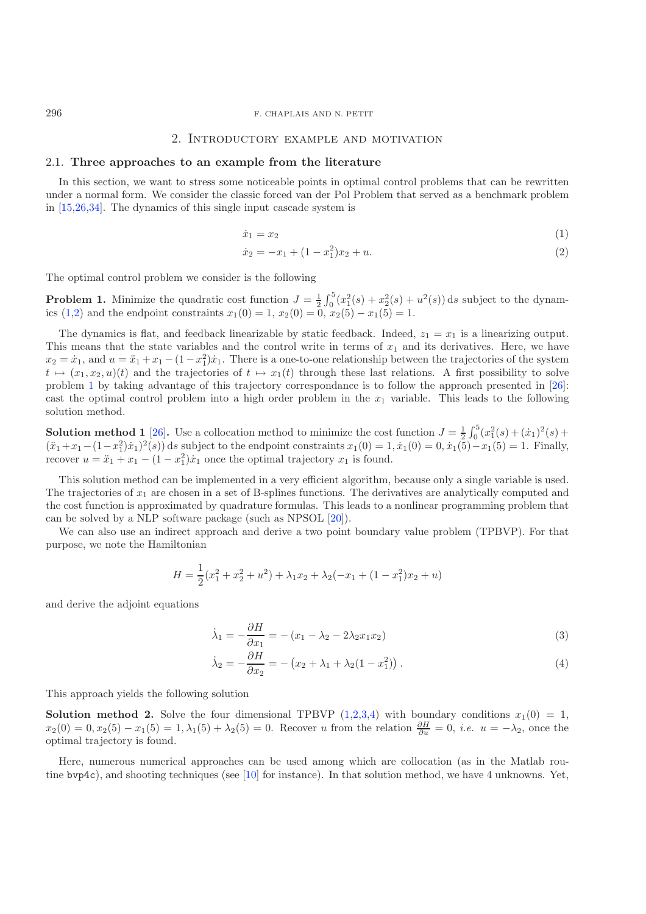## 2. Introductory example and motivation

### 2.1. Three approaches to an example from the literature

In this section, we want to stress some noticeable points in optimal control problems that can be rewritten under a normal form. We consider the classic forced van der Pol Problem that served as a benchmark problem in [15,26,34]. The dynamics of this single input cascade system is

$$\dot{x}_1 = x_2 \tag{1}$$

$$\dot{x}_2 = -x_1 + (1 - x_1^2)x_2 + u. \tag{2}$$

The optimal control problem we consider is the following

**Problem 1.** Minimize the quadratic cost function $J = \frac{1}{2}\int_0^5 (x_1^2(s) + x_2^2(s) + u^2(s))\,\mathrm{d}s$ subject to the dynamics (1,2) and the endpoint constraints $x_1(0) = 1$, $x_2(0) = 0$, $x_2(5) - x_1(5) = 1$.

The dynamics is flat, and feedback linearizable by static feedback. Indeed, $z_1 = x_1$ is a linearizing output. This means that the state variables and the control write in terms of $x_1$ and its derivatives. Here, we have $x_2 = \dot{x}_1$, and $u = \ddot{x}_1 + x_1 - (1 - x_1^2)\dot{x}_1$. There is a one-to-one relationship between the trajectories of the system $t \mapsto (x_1, x_2, u)(t)$ and the trajectories of $t \mapsto x_1(t)$ through these last relations. A first possibility to solve problem 1 by taking advantage of this trajectory correspondance is to follow the approach presented in [26]: cast the optimal control problem into a high order problem in the $x_1$ variable. This leads to the following solution method.

**Solution method 1** [26]**.** Use a collocation method to minimize the cost function $J = \frac{1}{2}\int_0^5 (x_1^2(s) + (\dot{x}_1)^2(s) + (\ddot{x}_1 + x_1 - (1 - x_1^2)\dot{x}_1)^2(s))\,\mathrm{d}s$ subject to the endpoint constraints $x_1(0) = 1, \dot{x}_1(0) = 0, \dot{x}_1(5) - x_1(5) = 1$. Finally, recover $u = \ddot{x}_1 + x_1 - (1 - x_1^2)\dot{x}_1$ once the optimal trajectory $x_1$ is found.

This solution method can be implemented in a very efficient algorithm, because only a single variable is used. The trajectories of $x_1$ are chosen in a set of B-splines functions. The derivatives are analytically computed and the cost function is approximated by quadrature formulas. This leads to a nonlinear programming problem that can be solved by a NLP software package (such as NPSOL [20]).

We can also use an indirect approach and derive a two point boundary value problem (TPBVP). For that purpose, we note the Hamiltonian

$$H = \frac{1}{2}(x_1^2 + x_2^2 + u^2) + \lambda_1 x_2 + \lambda_2(-x_1 + (1 - x_1^2)x_2 + u)$$

and derive the adjoint equations

$$\dot{\lambda}_1 = -\frac{\partial H}{\partial x_1} = -(x_1 - \lambda_2 - 2\lambda_2 x_1 x_2) \tag{3}$$

$$\dot{\lambda}_2 = -\frac{\partial H}{\partial x_2} = -\left(x_2 + \lambda_1 + \lambda_2(1 - x_1^2)\right). \tag{4}$$

This approach yields the following solution

**Solution method 2.** Solve the four dimensional TPBVP (1,2,3,4) with boundary conditions $x_1(0) = 1$, $x_2(0) = 0, x_2(5) - x_1(5) = 1, \lambda_1(5) + \lambda_2(5) = 0$. Recover $u$ from the relation $\frac{\partial H}{\partial u} = 0$, *i.e.* $u = -\lambda_2$, once the optimal trajectory is found.

Here, numerous numerical approaches can be used among which are collocation (as in the Matlab routine `bvp4c`), and shooting techniques (see [10] for instance). In that solution method, we have 4 unknowns. Yet,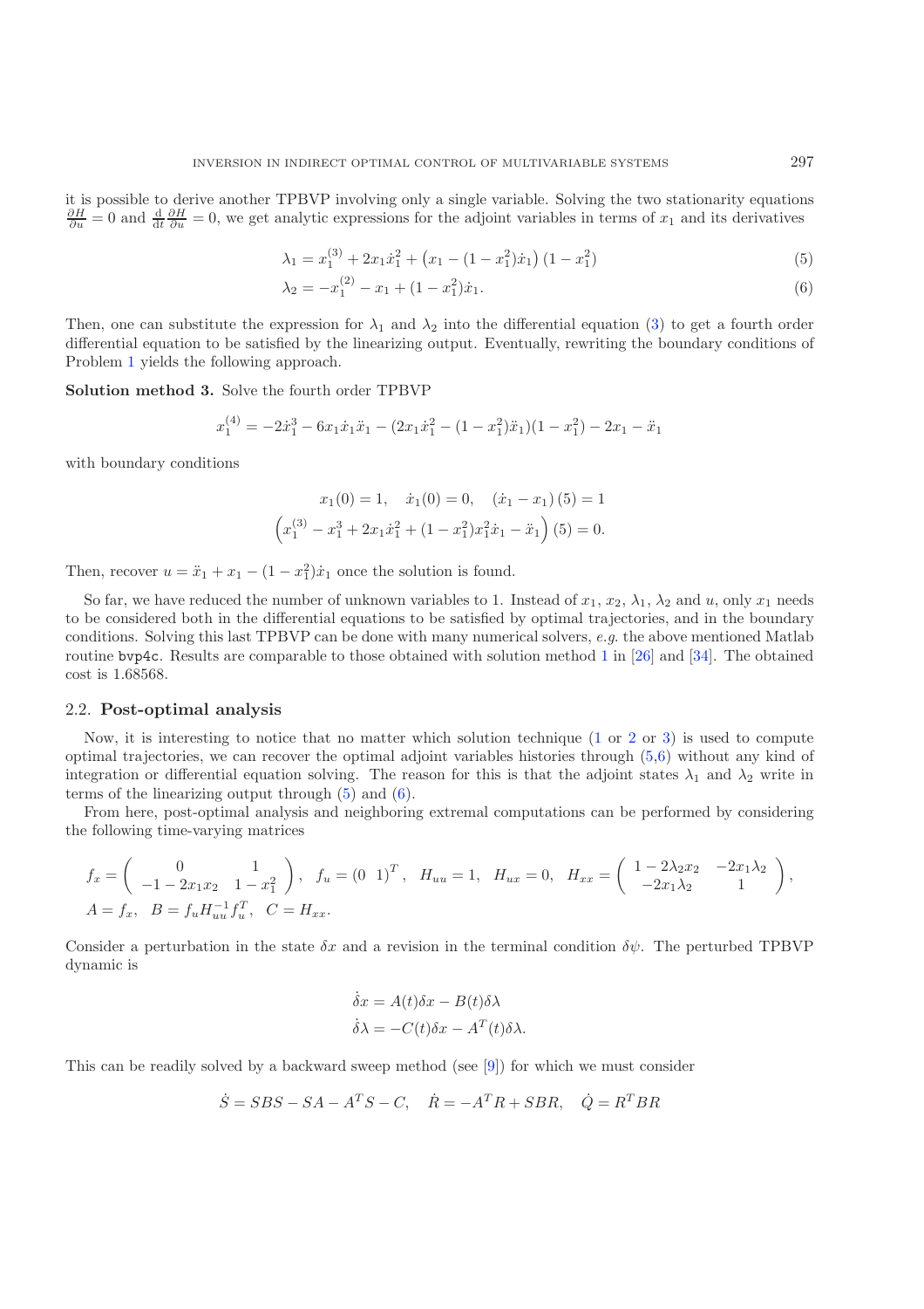it is possible to derive another TPBVP involving only a single variable. Solving the two stationarity equations $\frac{\partial H}{\partial u} = 0$ and $\frac{\mathrm{d}}{\mathrm{d}t}\frac{\partial H}{\partial u} = 0$, we get analytic expressions for the adjoint variables in terms of $x_1$ and its derivatives

$$\lambda_1 = x_1^{(3)} + 2x_1\dot{x}_1^2 + \left(x_1 - (1 - x_1^2)\dot{x}_1\right)(1 - x_1^2) \tag{5}$$

$$\lambda_2 = -x_1^{(2)} - x_1 + (1 - x_1^2)\dot{x}_1. \tag{6}$$

Then, one can substitute the expression for $\lambda_1$ and $\lambda_2$ into the differential equation (3) to get a fourth order differential equation to be satisfied by the linearizing output. Eventually, rewriting the boundary conditions of Problem 1 yields the following approach.

**Solution method 3.** Solve the fourth order TPBVP

$$x_1^{(4)} = -2\dot{x}_1^3 - 6x_1\dot{x}_1\ddot{x}_1 - (2x_1\dot{x}_1^2 - (1 - x_1^2)\ddot{x}_1)(1 - x_1^2) - 2x_1 - \ddot{x}_1$$

with boundary conditions

$$x_1(0) = 1, \quad \dot{x}_1(0) = 0, \quad (\dot{x}_1 - x_1)(5) = 1$$

$$\left(x_1^{(3)} - x_1^3 + 2x_1\dot{x}_1^2 + (1 - x_1^2)x_1^2\dot{x}_1 - \ddot{x}_1\right)(5) = 0.$$

Then, recover $u = \ddot{x}_1 + x_1 - (1 - x_1^2)\dot{x}_1$ once the solution is found.

So far, we have reduced the number of unknown variables to 1. Instead of $x_1$, $x_2$, $\lambda_1$, $\lambda_2$ and $u$, only $x_1$ needs to be considered both in the differential equations to be satisfied by optimal trajectories, and in the boundary conditions. Solving this last TPBVP can be done with many numerical solvers, *e.g.* the above mentioned Matlab routine `bvp4c`. Results are comparable to those obtained with solution method 1 in [26] and [34]. The obtained cost is 1.68568.

### 2.2. Post-optimal analysis

Now, it is interesting to notice that no matter which solution technique (1 or 2 or 3) is used to compute optimal trajectories, we can recover the optimal adjoint variables histories through (5,6) without any kind of integration or differential equation solving. The reason for this is that the adjoint states $\lambda_1$ and $\lambda_2$ write in terms of the linearizing output through (5) and (6).

From here, post-optimal analysis and neighboring extremal computations can be performed by considering the following time-varying matrices

$$f_x = \begin{pmatrix} 0 & 1 \\ -1 - 2x_1x_2 & 1 - x_1^2 \end{pmatrix}, \quad f_u = (0 \;\; 1)^T, \quad H_{uu} = 1, \quad H_{ux} = 0, \quad H_{xx} = \begin{pmatrix} 1 - 2\lambda_2 x_2 & -2x_1\lambda_2 \\ -2x_1\lambda_2 & 1 \end{pmatrix},$$

$$A = f_x, \quad B = f_u H_{uu}^{-1} f_u^T, \quad C = H_{xx}.$$

Consider a perturbation in the state $\delta x$ and a revision in the terminal condition $\delta\psi$. The perturbed TPBVP dynamic is

$$\dot{\delta x} = A(t)\delta x - B(t)\delta\lambda$$

$$\dot{\delta\lambda} = -C(t)\delta x - A^T(t)\delta\lambda.$$

This can be readily solved by a backward sweep method (see [9]) for which we must consider

$$\dot{S} = SBS - SA - A^T S - C, \quad \dot{R} = -A^T R + SBR, \quad \dot{Q} = R^T BR$$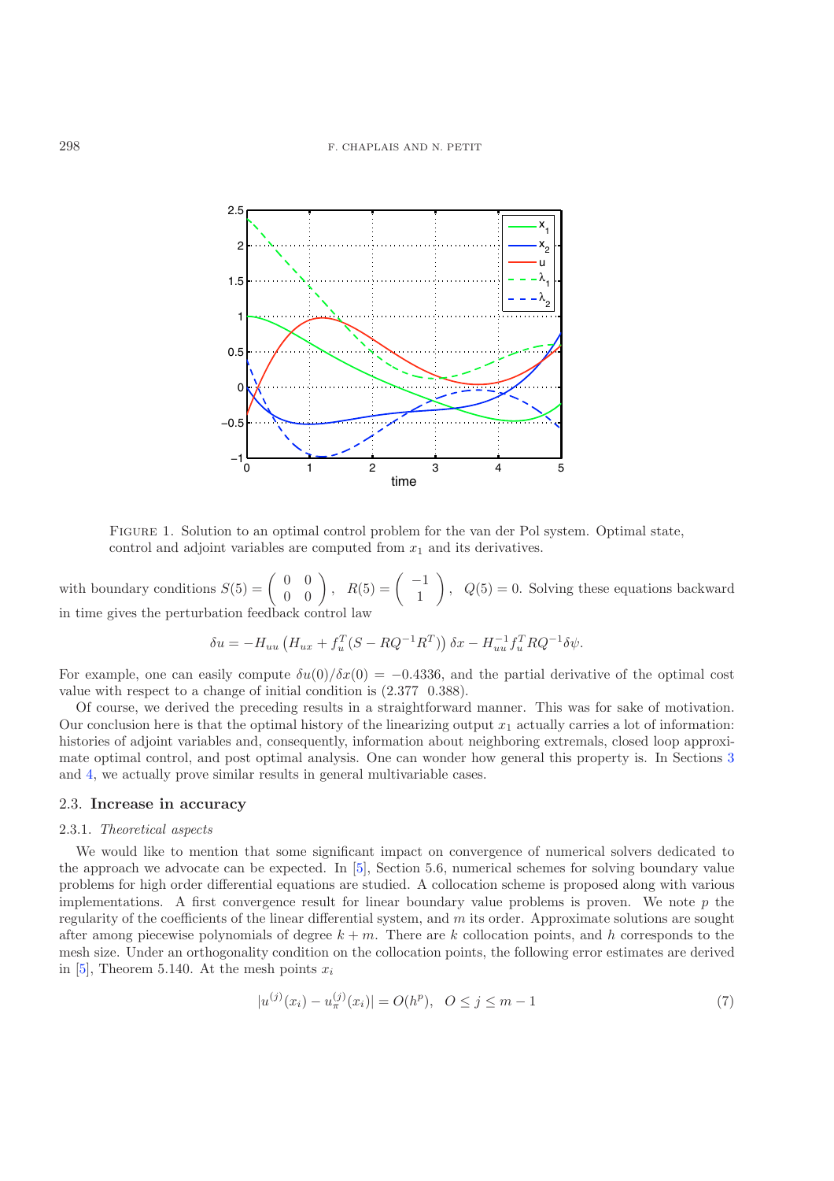FIGURE 1. Solution to an optimal control problem for the van der Pol system. Optimal state, control and adjoint variables are computed from $x_1$ and its derivatives.

with boundary conditions $S(5) = \begin{pmatrix} 0 & 0 \\ 0 & 0 \end{pmatrix}$, $R(5) = \begin{pmatrix} -1 \\ 1 \end{pmatrix}$, $Q(5) = 0$. Solving these equations backward in time gives the perturbation feedback control law

$$\delta u = -H_{uu}\left(H_{ux} + f_u^T(S - RQ^{-1}R^T)\right)\delta x - H_{uu}^{-1} f_u^T R Q^{-1} \delta\psi.$$

For example, one can easily compute $\delta u(0)/\delta x(0) = -0.4336$, and the partial derivative of the optimal cost value with respect to a change of initial condition is $(2.377 \;\; 0.388)$.

Of course, we derived the preceding results in a straightforward manner. This was for sake of motivation. Our conclusion here is that the optimal history of the linearizing output $x_1$ actually carries a lot of information: histories of adjoint variables and, consequently, information about neighboring extremals, closed loop approximate optimal control, and post optimal analysis. One can wonder how general this property is. In Sections 3 and 4, we actually prove similar results in general multivariable cases.

### 2.3. **Increase in accuracy**

#### 2.3.1. *Theoretical aspects*

We would like to mention that some significant impact on convergence of numerical solvers dedicated to the approach we advocate can be expected. In [5], Section 5.6, numerical schemes for solving boundary value problems for high order differential equations are studied. A collocation scheme is proposed along with various implementations. A first convergence result for linear boundary value problems is proven. We note $p$ the regularity of the coefficients of the linear differential system, and $m$ its order. Approximate solutions are sought after among piecewise polynomials of degree $k+m$. There are $k$ collocation points, and $h$ corresponds to the mesh size. Under an orthogonality condition on the collocation points, the following error estimates are derived in [5], Theorem 5.140. At the mesh points $x_i$

$$|u^{(j)}(x_i) - u_\pi^{(j)}(x_i)| = O(h^p), \quad O \leq j \leq m-1 \tag{7}$$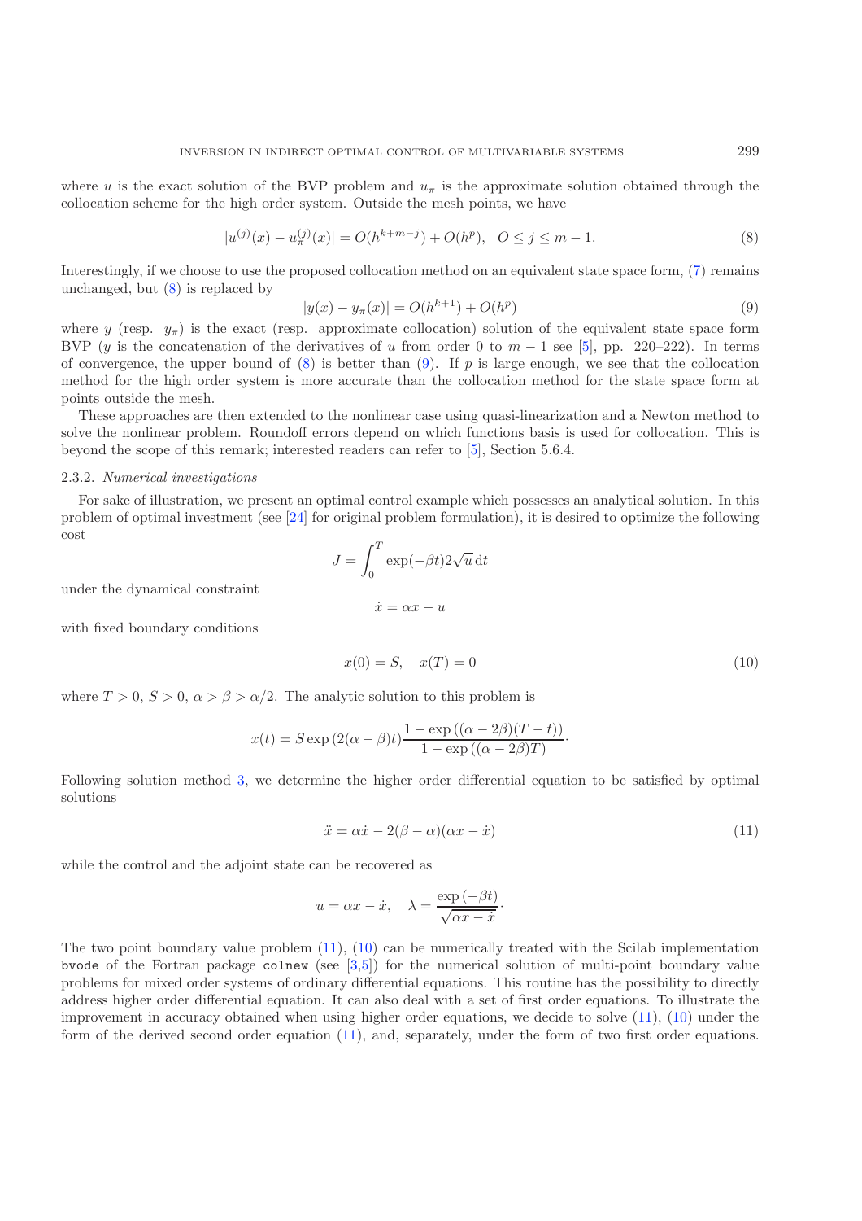where $u$ is the exact solution of the BVP problem and $u_\pi$ is the approximate solution obtained through the collocation scheme for the high order system. Outside the mesh points, we have

$$|u^{(j)}(x) - u_\pi^{(j)}(x)| = O(h^{k+m-j}) + O(h^p), \quad O \leq j \leq m-1. \tag{8}$$

Interestingly, if we choose to use the proposed collocation method on an equivalent state space form, (7) remains unchanged, but (8) is replaced by

$$|y(x) - y_\pi(x)| = O(h^{k+1}) + O(h^p) \tag{9}$$

where $y$ (resp. $y_\pi$) is the exact (resp. approximate collocation) solution of the equivalent state space form BVP ($y$ is the concatenation of the derivatives of $u$ from order 0 to $m-1$ see [5], pp. 220–222). In terms of convergence, the upper bound of (8) is better than (9). If $p$ is large enough, we see that the collocation method for the high order system is more accurate than the collocation method for the state space form at points outside the mesh.

These approaches are then extended to the nonlinear case using quasi-linearization and a Newton method to solve the nonlinear problem. Roundoff errors depend on which functions basis is used for collocation. This is beyond the scope of this remark; interested readers can refer to [5], Section 5.6.4.

### 2.3.2. *Numerical investigations*

For sake of illustration, we present an optimal control example which possesses an analytical solution. In this problem of optimal investment (see [24] for original problem formulation), it is desired to optimize the following cost

$$J = \int_0^T \exp(-\beta t) 2\sqrt{u}\, \mathrm{d}t$$

under the dynamical constraint

$$\dot{x} = \alpha x - u$$

with fixed boundary conditions

$$x(0) = S, \quad x(T) = 0 \tag{10}$$

where $T > 0$, $S > 0$, $\alpha > \beta > \alpha/2$. The analytic solution to this problem is

$$x(t) = S \exp\left(2(\alpha - \beta)t\right) \frac{1 - \exp\left((\alpha - 2\beta)(T - t)\right)}{1 - \exp\left((\alpha - 2\beta)T\right)}.$$

Following solution method 3, we determine the higher order differential equation to be satisfied by optimal solutions

$$\ddot{x} = \alpha \dot{x} - 2(\beta - \alpha)(\alpha x - \dot{x}) \tag{11}$$

while the control and the adjoint state can be recovered as

$$u = \alpha x - \dot{x}, \quad \lambda = \frac{\exp(-\beta t)}{\sqrt{\alpha x - \dot{x}}}.$$

The two point boundary value problem (11), (10) can be numerically treated with the Scilab implementation `bvode` of the Fortran package `colnew` (see [3,5]) for the numerical solution of multi-point boundary value problems for mixed order systems of ordinary differential equations. This routine has the possibility to directly address higher order differential equation. It can also deal with a set of first order equations. To illustrate the improvement in accuracy obtained when using higher order equations, we decide to solve (11), (10) under the form of the derived second order equation (11), and, separately, under the form of two first order equations.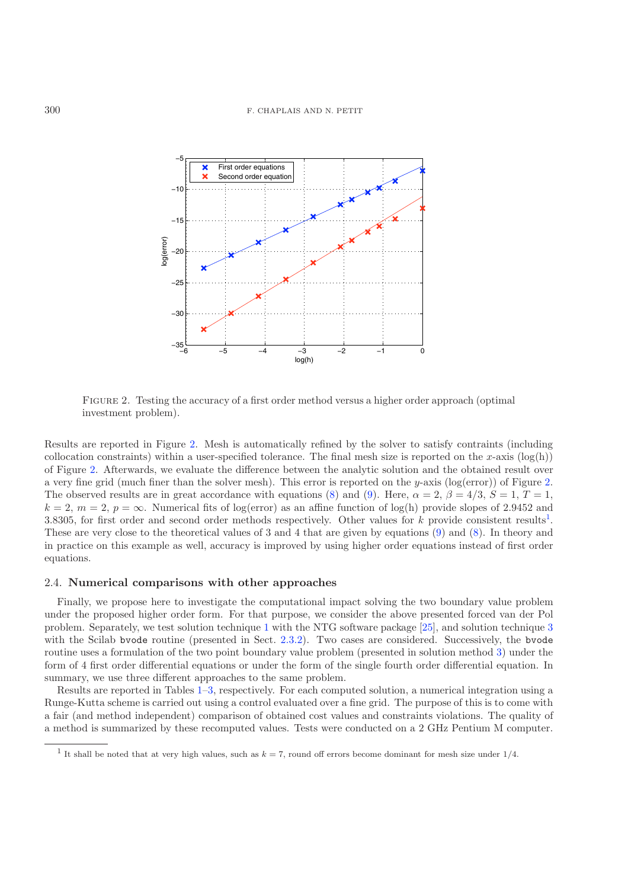FIGURE 2. Testing the accuracy of a first order method versus a higher order approach (optimal investment problem).

Results are reported in Figure 2. Mesh is automatically refined by the solver to satisfy contraints (including collocation constraints) within a user-specified tolerance. The final mesh size is reported on the $x$-axis (log(h)) of Figure 2. Afterwards, we evaluate the difference between the analytic solution and the obtained result over a very fine grid (much finer than the solver mesh). This error is reported on the $y$-axis (log(error)) of Figure 2. The observed results are in great accordance with equations (8) and (9). Here, $\alpha = 2$, $\beta = 4/3$, $S = 1$, $T = 1$, $k = 2$, $m = 2$, $p = \infty$. Numerical fits of log(error) as an affine function of log(h) provide slopes of 2.9452 and 3.8305, for first order and second order methods respectively. Other values for $k$ provide consistent results[1]. These are very close to the theoretical values of 3 and 4 that are given by equations (9) and (8). In theory and in practice on this example as well, accuracy is improved by using higher order equations instead of first order equations.

### 2.4. Numerical comparisons with other approaches

Finally, we propose here to investigate the computational impact solving the two boundary value problem under the proposed higher order form. For that purpose, we consider the above presented forced van der Pol problem. Separately, we test solution technique 1 with the NTG software package [25], and solution technique 3 with the Scilab `bvode` routine (presented in Sect. 2.3.2). Two cases are considered. Successively, the `bvode` routine uses a formulation of the two point boundary value problem (presented in solution method 3) under the form of 4 first order differential equations or under the form of the single fourth order differential equation. In summary, we use three different approaches to the same problem.

Results are reported in Tables 1–3, respectively. For each computed solution, a numerical integration using a Runge-Kutta scheme is carried out using a control evaluated over a fine grid. The purpose of this is to come with a fair (and method independent) comparison of obtained cost values and constraints violations. The quality of a method is summarized by these recomputed values. Tests were conducted on a 2 GHz Pentium M computer.

---

[1] It shall be noted that at very high values, such as $k = 7$, round off errors become dominant for mesh size under 1/4.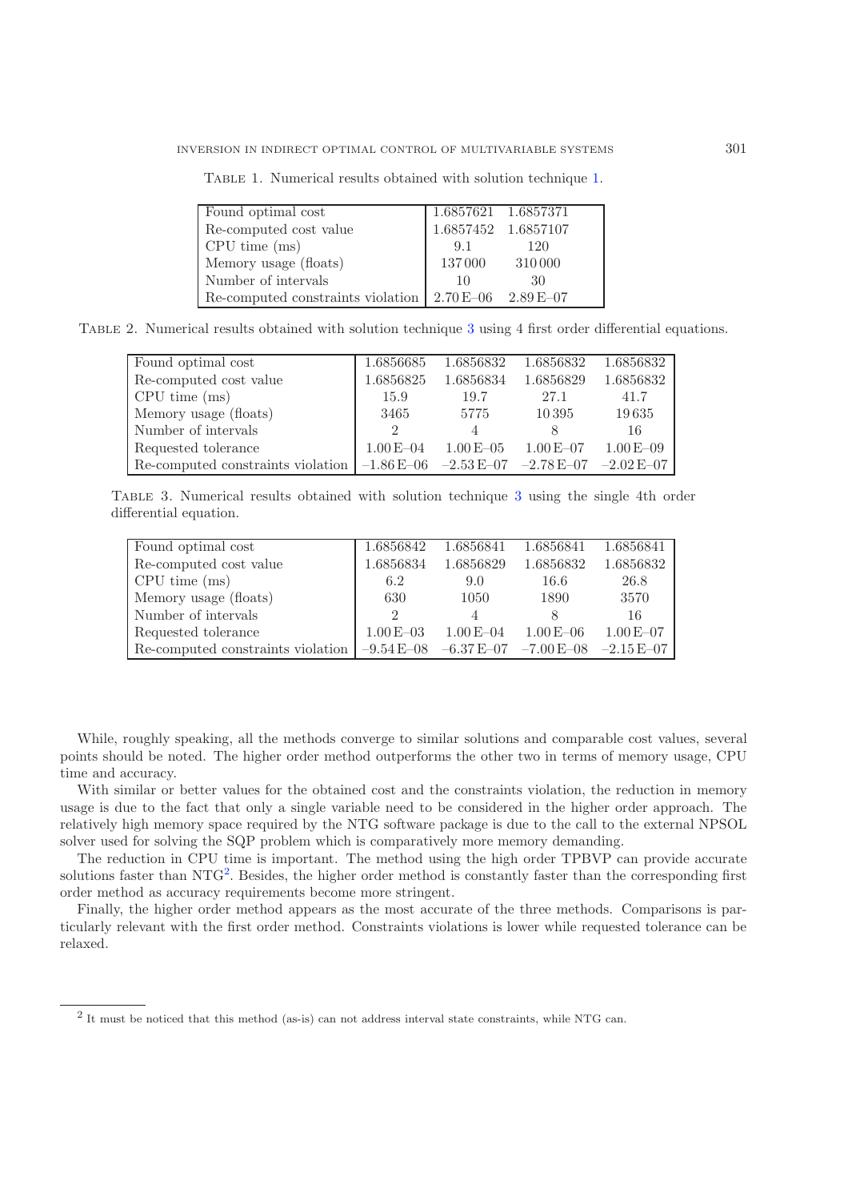Table 1. Numerical results obtained with solution technique 1.

| | | |
|---|---|---|
| Found optimal cost | 1.6857621 | 1.6857371 |
| Re-computed cost value | 1.6857452 | 1.6857107 |
| CPU time (ms) | 9.1 | 120 |
| Memory usage (floats) | 137 000 | 310 000 |
| Number of intervals | 10 | 30 |
| Re-computed constraints violation | 2.70 E–06 | 2.89 E–07 |

Table 2. Numerical results obtained with solution technique 3 using 4 first order differential equations.

| | | | | |
|---|---|---|---|---|
| Found optimal cost | 1.6856685 | 1.6856832 | 1.6856832 | 1.6856832 |
| Re-computed cost value | 1.6856825 | 1.6856834 | 1.6856829 | 1.6856832 |
| CPU time (ms) | 15.9 | 19.7 | 27.1 | 41.7 |
| Memory usage (floats) | 3465 | 5775 | 10 395 | 19 635 |
| Number of intervals | 2 | 4 | 8 | 16 |
| Requested tolerance | 1.00 E–04 | 1.00 E–05 | 1.00 E–07 | 1.00 E–09 |
| Re-computed constraints violation | –1.86 E–06 | –2.53 E–07 | –2.78 E–07 | –2.02 E–07 |

Table 3. Numerical results obtained with solution technique 3 using the single 4th order differential equation.

| | | | | |
|---|---|---|---|---|
| Found optimal cost | 1.6856842 | 1.6856841 | 1.6856841 | 1.6856841 |
| Re-computed cost value | 1.6856834 | 1.6856829 | 1.6856832 | 1.6856832 |
| CPU time (ms) | 6.2 | 9.0 | 16.6 | 26.8 |
| Memory usage (floats) | 630 | 1050 | 1890 | 3570 |
| Number of intervals | 2 | 4 | 8 | 16 |
| Requested tolerance | 1.00 E–03 | 1.00 E–04 | 1.00 E–06 | 1.00 E–07 |
| Re-computed constraints violation | –9.54 E–08 | –6.37 E–07 | –7.00 E–08 | –2.15 E–07 |

While, roughly speaking, all the methods converge to similar solutions and comparable cost values, several points should be noted. The higher order method outperforms the other two in terms of memory usage, CPU time and accuracy.

With similar or better values for the obtained cost and the constraints violation, the reduction in memory usage is due to the fact that only a single variable need to be considered in the higher order approach. The relatively high memory space required by the NTG software package is due to the call to the external NPSOL solver used for solving the SQP problem which is comparatively more memory demanding.

The reduction in CPU time is important. The method using the high order TPBVP can provide accurate solutions faster than NTG[2]. Besides, the higher order method is constantly faster than the corresponding first order method as accuracy requirements become more stringent.

Finally, the higher order method appears as the most accurate of the three methods. Comparisons is particularly relevant with the first order method. Constraints violations is lower while requested tolerance can be relaxed.

[2] It must be noticed that this method (as-is) can not address interval state constraints, while NTG can.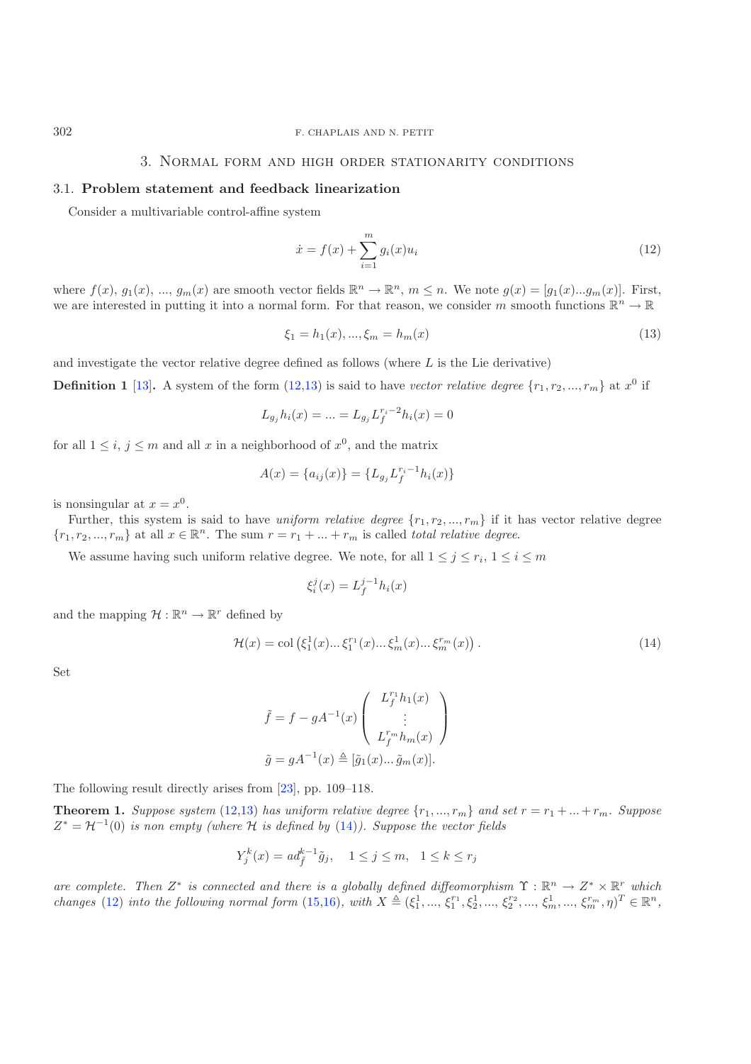## 3. Normal form and high order stationarity conditions

### 3.1. Problem statement and feedback linearization

Consider a multivariable control-affine system

$$\dot{x} = f(x) + \sum_{i=1}^{m} g_i(x) u_i \tag{12}$$

where $f(x)$, $g_1(x)$, ..., $g_m(x)$ are smooth vector fields $\mathbb{R}^n \to \mathbb{R}^n$, $m \leq n$. We note $g(x) = [g_1(x)...g_m(x)]$. First, we are interested in putting it into a normal form. For that reason, we consider $m$ smooth functions $\mathbb{R}^n \to \mathbb{R}$

$$\xi_1 = h_1(x), ..., \xi_m = h_m(x) \tag{13}$$

and investigate the vector relative degree defined as follows (where $L$ is the Lie derivative)

**Definition 1** [13]**.** A system of the form (12,13) is said to have *vector relative degree* $\{r_1, r_2, ..., r_m\}$ at $x^0$ if

$$L_{g_j} h_i(x) = ... = L_{g_j} L_f^{r_i - 2} h_i(x) = 0$$

for all $1 \leq i, j \leq m$ and all $x$ in a neighborhood of $x^0$, and the matrix

$$A(x) = \{a_{ij}(x)\} = \{L_{g_j} L_f^{r_i - 1} h_i(x)\}$$

is nonsingular at $x = x^0$.

Further, this system is said to have *uniform relative degree* $\{r_1, r_2, ..., r_m\}$ if it has vector relative degree $\{r_1, r_2, ..., r_m\}$ at all $x \in \mathbb{R}^n$. The sum $r = r_1 + ... + r_m$ is called *total relative degree*.

We assume having such uniform relative degree. We note, for all $1 \leq j \leq r_i$, $1 \leq i \leq m$

$$\xi_i^j(x) = L_f^{j-1} h_i(x)$$

and the mapping $\mathcal{H} : \mathbb{R}^n \to \mathbb{R}^r$ defined by

$$\mathcal{H}(x) = \mathrm{col}\left(\xi_1^1(x) ... \xi_1^{r_1}(x) ... \xi_m^1(x) ... \xi_m^{r_m}(x)\right). \tag{14}$$

Set

$$\tilde{f} = f - gA^{-1}(x) \begin{pmatrix} L_f^{r_1} h_1(x) \\ \vdots \\ L_f^{r_m} h_m(x) \end{pmatrix}$$

$$\tilde{g} = gA^{-1}(x) \triangleq [\tilde{g}_1(x) ... \tilde{g}_m(x)].$$

The following result directly arises from [23], pp. 109–118.

**Theorem 1.** *Suppose system (12,13) has uniform relative degree $\{r_1, ..., r_m\}$ and set $r = r_1 + ... + r_m$. Suppose $Z^* = \mathcal{H}^{-1}(0)$ is non empty (where $\mathcal{H}$ is defined by (14)). Suppose the vector fields*

$$Y_j^k(x) = ad_{\tilde{f}}^{k-1} \tilde{g}_j, \quad 1 \leq j \leq m, \quad 1 \leq k \leq r_j$$

*are complete. Then $Z^*$ is connected and there is a globally defined diffeomorphism $\Upsilon : \mathbb{R}^n \to Z^* \times \mathbb{R}^r$ which changes (12) into the following normal form (15,16), with $X \triangleq (\xi_1^1, ..., \xi_1^{r_1}, \xi_2^1, ..., \xi_2^{r_2}, ..., \xi_m^1, ..., \xi_m^{r_m}, \eta)^T \in \mathbb{R}^n$,*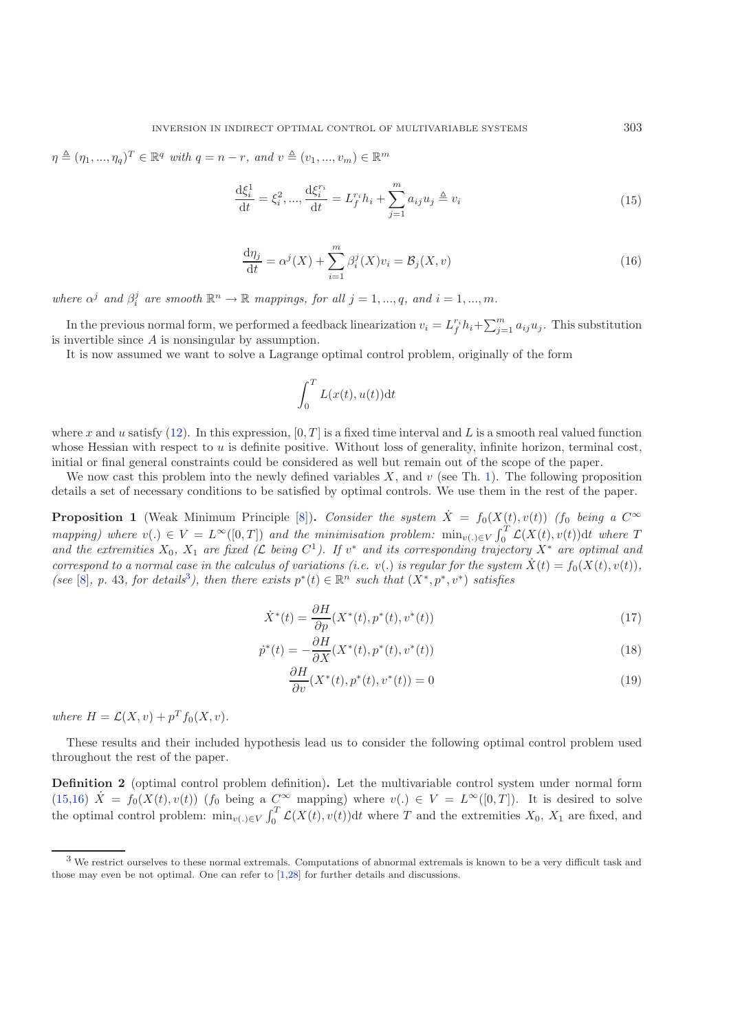$\eta \triangleq (\eta_1, ..., \eta_q)^T \in \mathbb{R}^q$ *with* $q = n - r$, *and* $v \triangleq (v_1, ..., v_m) \in \mathbb{R}^m$

$$\frac{\mathrm{d}\xi_i^1}{\mathrm{d}t} = \xi_i^2, ..., \frac{\mathrm{d}\xi_i^{r_i}}{\mathrm{d}t} = L_f^{r_i} h_i + \sum_{j=1}^{m} a_{ij} u_j \triangleq v_i \tag{15}$$

$$\frac{\mathrm{d}\eta_j}{\mathrm{d}t} = \alpha^j(X) + \sum_{i=1}^{m} \beta_i^j(X) v_i = \mathcal{B}_j(X, v) \tag{16}$$

*where* $\alpha^j$ *and* $\beta_i^j$ *are smooth* $\mathbb{R}^n \to \mathbb{R}$ *mappings, for all* $j = 1, ..., q$, *and* $i = 1, ..., m$.

In the previous normal form, we performed a feedback linearization $v_i = L_f^{r_i} h_i + \sum_{j=1}^{m} a_{ij} u_j$. This substitution is invertible since $A$ is nonsingular by assumption.

It is now assumed we want to solve a Lagrange optimal control problem, originally of the form

$$\int_0^T L(x(t), u(t)) \mathrm{d}t$$

where $x$ and $u$ satisfy (12). In this expression, $[0, T]$ is a fixed time interval and $L$ is a smooth real valued function whose Hessian with respect to $u$ is definite positive. Without loss of generality, infinite horizon, terminal cost, initial or final general constraints could be considered as well but remain out of the scope of the paper.

We now cast this problem into the newly defined variables $X$, and $v$ (see Th. 1). The following proposition details a set of necessary conditions to be satisfied by optimal controls. We use them in the rest of the paper.

**Proposition 1** (Weak Minimum Principle [8])**.** *Consider the system* $\dot{X} = f_0(X(t), v(t))$ *(*$f_0$ *being a* $C^\infty$ *mapping) where* $v(.) \in V = L^\infty([0, T])$ *and the minimisation problem:* $\min_{v(.) \in V} \int_0^T \mathcal{L}(X(t), v(t)) \mathrm{d}t$ *where* $T$ *and the extremities* $X_0$, $X_1$ *are fixed (*$\mathcal{L}$ *being* $C^1$*). If* $v^*$ *and its corresponding trajectory* $X^*$ *are optimal and correspond to a normal case in the calculus of variations (i.e.* $v(.)$ *is regular for the system* $\dot{X}(t) = f_0(X(t), v(t))$*, (see [8], p. 43, for details[3]), then there exists* $p^*(t) \in \mathbb{R}^n$ *such that* $(X^*, p^*, v^*)$ *satisfies*

$$\dot{X}^*(t) = \frac{\partial H}{\partial p}(X^*(t), p^*(t), v^*(t)) \tag{17}$$

$$\dot{p}^*(t) = -\frac{\partial H}{\partial X}(X^*(t), p^*(t), v^*(t)) \tag{18}$$

$$\frac{\partial H}{\partial v}(X^*(t), p^*(t), v^*(t)) = 0 \tag{19}$$

*where* $H = \mathcal{L}(X, v) + p^T f_0(X, v)$.

These results and their included hypothesis lead us to consider the following optimal control problem used throughout the rest of the paper.

**Definition 2** (optimal control problem definition)**.** Let the multivariable control system under normal form (15,16) $\dot{X} = f_0(X(t), v(t))$ ($f_0$ being a $C^\infty$ mapping) where $v(.) \in V = L^\infty([0, T])$. It is desired to solve the optimal control problem: $\min_{v(.) \in V} \int_0^T \mathcal{L}(X(t), v(t)) \mathrm{d}t$ where $T$ and the extremities $X_0$, $X_1$ are fixed, and

[3] We restrict ourselves to these normal extremals. Computations of abnormal extremals is known to be a very difficult task and those may even be not optimal. One can refer to [1,28] for further details and discussions.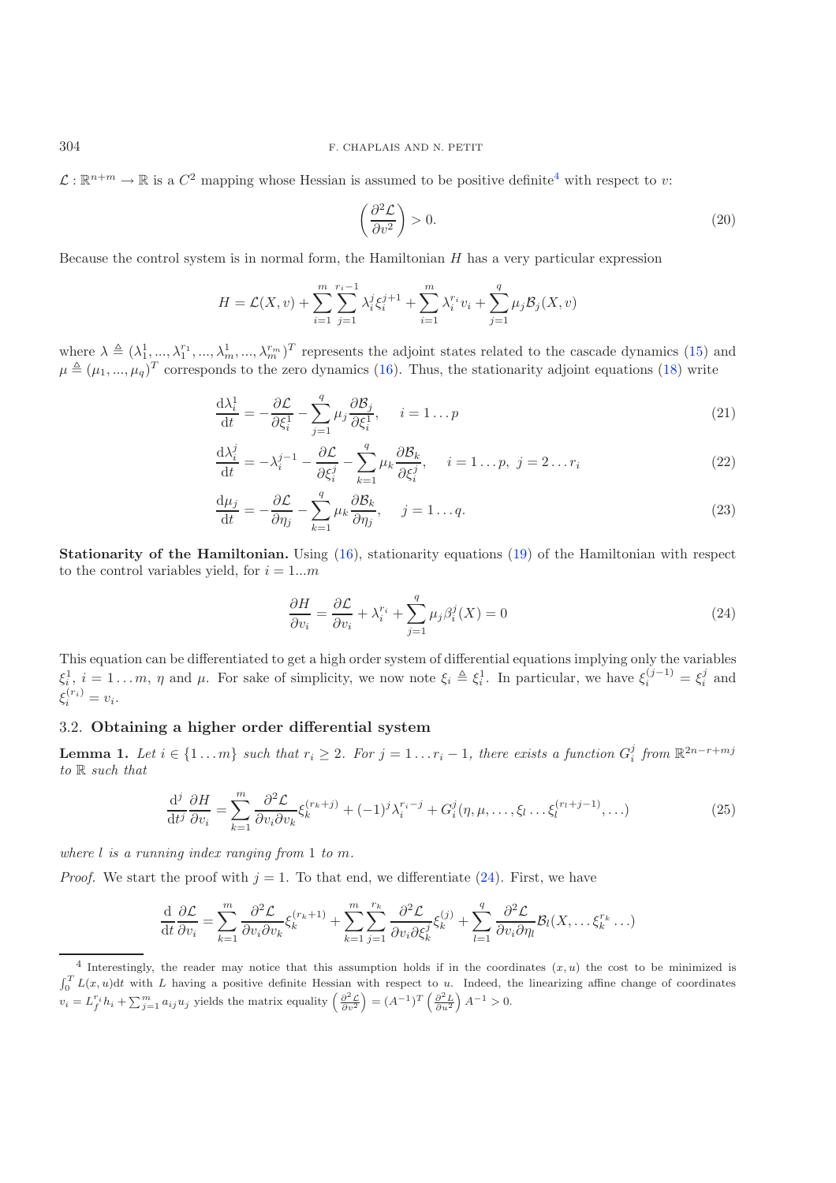$\mathcal{L} : \mathbb{R}^{n+m} \to \mathbb{R}$ is a $C^2$ mapping whose Hessian is assumed to be positive definite[4] with respect to $v$:

$$\left(\frac{\partial^2 \mathcal{L}}{\partial v^2}\right) > 0. \tag{20}$$

Because the control system is in normal form, the Hamiltonian $H$ has a very particular expression

$$H = \mathcal{L}(X, v) + \sum_{i=1}^{m} \sum_{j=1}^{r_i - 1} \lambda_i^j \xi_i^{j+1} + \sum_{i=1}^{m} \lambda_i^{r_i} v_i + \sum_{j=1}^{q} \mu_j \mathcal{B}_j(X, v)$$

where $\lambda \triangleq (\lambda_1^1, ..., \lambda_1^{r_1}, ..., \lambda_m^1, ..., \lambda_m^{r_m})^T$ represents the adjoint states related to the cascade dynamics (15) and $\mu \triangleq (\mu_1, ..., \mu_q)^T$ corresponds to the zero dynamics (16). Thus, the stationarity adjoint equations (18) write

$$\frac{\mathrm{d}\lambda_i^1}{\mathrm{d}t} = -\frac{\partial \mathcal{L}}{\partial \xi_i^1} - \sum_{j=1}^{q} \mu_j \frac{\partial \mathcal{B}_j}{\partial \xi_i^1}, \quad i = 1 \dots p \tag{21}$$

$$\frac{\mathrm{d}\lambda_i^j}{\mathrm{d}t} = -\lambda_i^{j-1} - \frac{\partial \mathcal{L}}{\partial \xi_i^j} - \sum_{k=1}^{q} \mu_k \frac{\partial \mathcal{B}_k}{\partial \xi_i^j}, \quad i = 1 \dots p, \ j = 2 \dots r_i \tag{22}$$

$$\frac{\mathrm{d}\mu_j}{\mathrm{d}t} = -\frac{\partial \mathcal{L}}{\partial \eta_j} - \sum_{k=1}^{q} \mu_k \frac{\partial \mathcal{B}_k}{\partial \eta_j}, \quad j = 1 \dots q. \tag{23}$$

**Stationarity of the Hamiltonian.** Using (16), stationarity equations (19) of the Hamiltonian with respect to the control variables yield, for $i = 1...m$

$$\frac{\partial H}{\partial v_i} = \frac{\partial \mathcal{L}}{\partial v_i} + \lambda_i^{r_i} + \sum_{j=1}^{q} \mu_j \beta_i^j(X) = 0 \tag{24}$$

This equation can be differentiated to get a high order system of differential equations implying only the variables $\xi_i^1$, $i = 1 \dots m$, $\eta$ and $\mu$. For sake of simplicity, we now note $\xi_i \triangleq \xi_i^1$. In particular, we have $\xi_i^{(j-1)} = \xi_i^j$ and $\xi_i^{(r_i)} = v_i$.

## 3.2. Obtaining a higher order differential system

**Lemma 1.** *Let $i \in \{1 \dots m\}$ such that $r_i \geq 2$. For $j = 1 \dots r_i - 1$, there exists a function $G_i^j$ from $\mathbb{R}^{2n-r+mj}$ to $\mathbb{R}$ such that*

$$\frac{\mathrm{d}^j}{\mathrm{d}t^j} \frac{\partial H}{\partial v_i} = \sum_{k=1}^{m} \frac{\partial^2 \mathcal{L}}{\partial v_i \partial v_k} \xi_k^{(r_k + j)} + (-1)^j \lambda_i^{r_i - j} + G_i^j(\eta, \mu, \dots, \xi_l \dots \xi_l^{(r_l + j - 1)}, \dots) \tag{25}$$

*where $l$ is a running index ranging from 1 to $m$.*

*Proof.* We start the proof with $j = 1$. To that end, we differentiate (24). First, we have

$$\frac{\mathrm{d}}{\mathrm{d}t} \frac{\partial \mathcal{L}}{\partial v_i} = \sum_{k=1}^{m} \frac{\partial^2 \mathcal{L}}{\partial v_i \partial v_k} \xi_k^{(r_k+1)} + \sum_{k=1}^{m} \sum_{j=1}^{r_k} \frac{\partial^2 \mathcal{L}}{\partial v_i \partial \xi_k^j} \xi_k^{(j)} + \sum_{l=1}^{q} \frac{\partial^2 \mathcal{L}}{\partial v_i \partial \eta_l} \mathcal{B}_l(X, \dots \xi_k^{r_k} \dots)$$

[4] Interestingly, the reader may notice that this assumption holds if in the coordinates $(x, u)$ the cost to be minimized is $\int_0^T L(x, u) \mathrm{d}t$ with $L$ having a positive definite Hessian with respect to $u$. Indeed, the linearizing affine change of coordinates $v_i = L_f^{r_i} h_i + \sum_{j=1}^{m} a_{ij} u_j$ yields the matrix equality $\left(\frac{\partial^2 \mathcal{L}}{\partial v^2}\right) = (A^{-1})^T \left(\frac{\partial^2 L}{\partial u^2}\right) A^{-1} > 0$.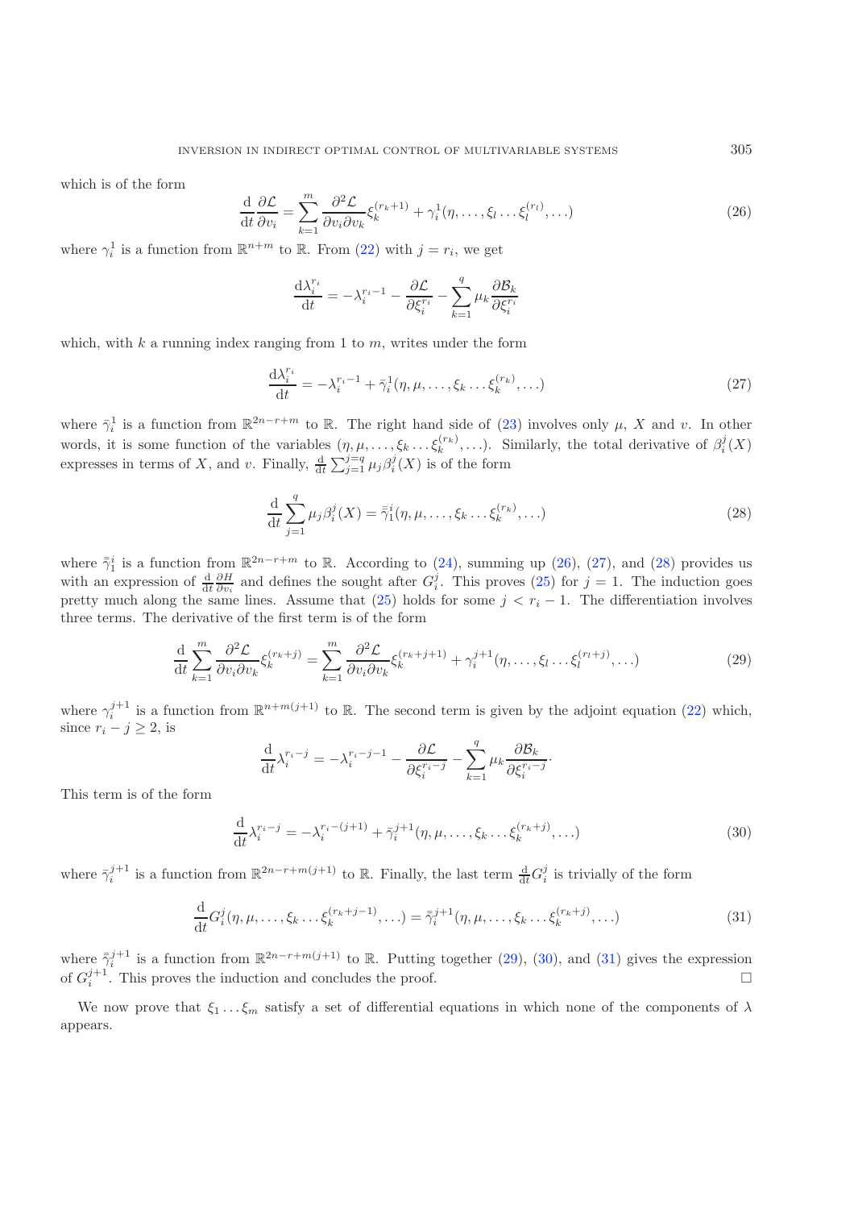which is of the form

$$\frac{\mathrm{d}}{\mathrm{d}t}\frac{\partial \mathcal{L}}{\partial v_i} = \sum_{k=1}^{m} \frac{\partial^2 \mathcal{L}}{\partial v_i \partial v_k} \xi_k^{(r_k+1)} + \gamma_i^1(\eta, \ldots, \xi_l \ldots \xi_l^{(r_l)}, \ldots) \tag{26}$$

where $\gamma_i^1$ is a function from $\mathbb{R}^{n+m}$ to $\mathbb{R}$. From (22) with $j = r_i$, we get

$$\frac{\mathrm{d}\lambda_i^{r_i}}{\mathrm{d}t} = -\lambda_i^{r_i-1} - \frac{\partial \mathcal{L}}{\partial \xi_i^{r_i}} - \sum_{k=1}^{q} \mu_k \frac{\partial \mathcal{B}_k}{\partial \xi_i^{r_i}}$$

which, with $k$ a running index ranging from 1 to $m$, writes under the form

$$\frac{\mathrm{d}\lambda_i^{r_i}}{\mathrm{d}t} = -\lambda_i^{r_i-1} + \bar{\gamma}_i^1(\eta, \mu, \ldots, \xi_k \ldots \xi_k^{(r_k)}, \ldots) \tag{27}$$

where $\bar{\gamma}_i^1$ is a function from $\mathbb{R}^{2n-r+m}$ to $\mathbb{R}$. The right hand side of (23) involves only $\mu$, $X$ and $v$. In other words, it is some function of the variables $(\eta, \mu, \ldots, \xi_k \ldots \xi_k^{(r_k)}, \ldots)$. Similarly, the total derivative of $\beta_i^j(X)$ expresses in terms of $X$, and $v$. Finally, $\frac{\mathrm{d}}{\mathrm{d}t}\sum_{j=1}^{j=q} \mu_j \beta_i^j(X)$ is of the form

$$\frac{\mathrm{d}}{\mathrm{d}t}\sum_{j=1}^{q} \mu_j \beta_i^j(X) = \bar{\bar{\gamma}}_1^i(\eta, \mu, \ldots, \xi_k \ldots \xi_k^{(r_k)}, \ldots) \tag{28}$$

where $\bar{\bar{\gamma}}_1^i$ is a function from $\mathbb{R}^{2n-r+m}$ to $\mathbb{R}$. According to (24), summing up (26), (27), and (28) provides us with an expression of $\frac{\mathrm{d}}{\mathrm{d}t}\frac{\partial H}{\partial v_i}$ and defines the sought after $G_i^j$. This proves (25) for $j = 1$. The induction goes pretty much along the same lines. Assume that (25) holds for some $j < r_i - 1$. The differentiation involves three terms. The derivative of the first term is of the form

$$\frac{\mathrm{d}}{\mathrm{d}t}\sum_{k=1}^{m} \frac{\partial^2 \mathcal{L}}{\partial v_i \partial v_k} \xi_k^{(r_k+j)} = \sum_{k=1}^{m} \frac{\partial^2 \mathcal{L}}{\partial v_i \partial v_k} \xi_k^{(r_k+j+1)} + \gamma_i^{j+1}(\eta, \ldots, \xi_l \ldots \xi_l^{(r_l+j)}, \ldots) \tag{29}$$

where $\gamma_i^{j+1}$ is a function from $\mathbb{R}^{n+m(j+1)}$ to $\mathbb{R}$. The second term is given by the adjoint equation (22) which, since $r_i - j \geq 2$, is

$$\frac{\mathrm{d}}{\mathrm{d}t}\lambda_i^{r_i-j} = -\lambda_i^{r_i-j-1} - \frac{\partial \mathcal{L}}{\partial \xi_i^{r_i-j}} - \sum_{k=1}^{q} \mu_k \frac{\partial \mathcal{B}_k}{\partial \xi_i^{r_i-j}}\cdot$$

This term is of the form

$$\frac{\mathrm{d}}{\mathrm{d}t}\lambda_i^{r_i-j} = -\lambda_i^{r_i-(j+1)} + \bar{\gamma}_i^{j+1}(\eta, \mu, \ldots, \xi_k \ldots \xi_k^{(r_k+j)}, \ldots) \tag{30}$$

where $\bar{\gamma}_i^{j+1}$ is a function from $\mathbb{R}^{2n-r+m(j+1)}$ to $\mathbb{R}$. Finally, the last term $\frac{\mathrm{d}}{\mathrm{d}t}G_i^j$ is trivially of the form

$$\frac{\mathrm{d}}{\mathrm{d}t}G_i^j(\eta, \mu, \ldots, \xi_k \ldots \xi_k^{(r_k+j-1)}, \ldots) = \bar{\bar{\gamma}}_i^{j+1}(\eta, \mu, \ldots, \xi_k \ldots \xi_k^{(r_k+j)}, \ldots) \tag{31}$$

where $\bar{\bar{\gamma}}_i^{j+1}$ is a function from $\mathbb{R}^{2n-r+m(j+1)}$ to $\mathbb{R}$. Putting together (29), (30), and (31) gives the expression of $G_i^{j+1}$. This proves the induction and concludes the proof. □

We now prove that $\xi_1 \ldots \xi_m$ satisfy a set of differential equations in which none of the components of $\lambda$ appears.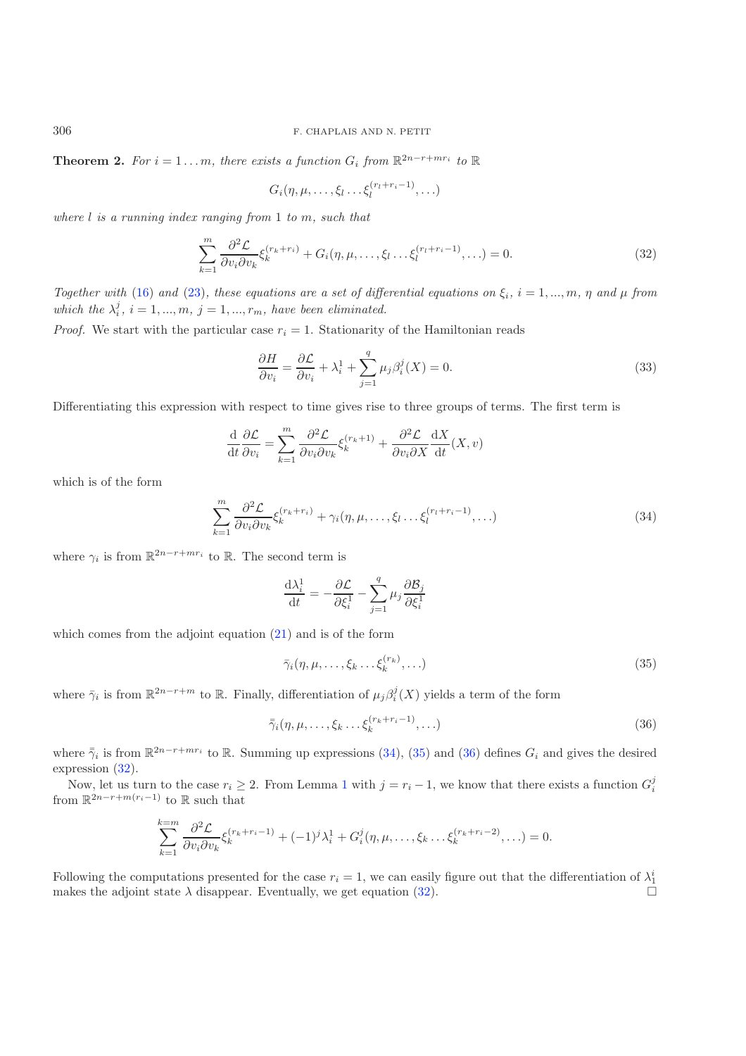**Theorem 2.** *For $i = 1 \ldots m$, there exists a function $G_i$ from $\mathbb{R}^{2n-r+mr_i}$ to $\mathbb{R}$*

$$G_i(\eta, \mu, \ldots, \xi_l \ldots \xi_l^{(r_l+r_i-1)}, \ldots)$$

*where $l$ is a running index ranging from 1 to $m$, such that*

$$\sum_{k=1}^{m} \frac{\partial^2 \mathcal{L}}{\partial v_i \partial v_k} \xi_k^{(r_k+r_i)} + G_i(\eta, \mu, \ldots, \xi_l \ldots \xi_l^{(r_l+r_i-1)}, \ldots) = 0. \tag{32}$$

*Together with (16) and (23), these equations are a set of differential equations on $\xi_i$, $i = 1, \ldots, m$, $\eta$ and $\mu$ from which the $\lambda_i^j$, $i = 1, \ldots, m$, $j = 1, \ldots, r_m$, have been eliminated.*

*Proof.* We start with the particular case $r_i = 1$. Stationarity of the Hamiltonian reads

$$\frac{\partial H}{\partial v_i} = \frac{\partial \mathcal{L}}{\partial v_i} + \lambda_i^1 + \sum_{j=1}^{q} \mu_j \beta_i^j(X) = 0. \tag{33}$$

Differentiating this expression with respect to time gives rise to three groups of terms. The first term is

$$\frac{\mathrm{d}}{\mathrm{d}t} \frac{\partial \mathcal{L}}{\partial v_i} = \sum_{k=1}^{m} \frac{\partial^2 \mathcal{L}}{\partial v_i \partial v_k} \xi_k^{(r_k+1)} + \frac{\partial^2 \mathcal{L}}{\partial v_i \partial X} \frac{\mathrm{d}X}{\mathrm{d}t}(X, v)$$

which is of the form

$$\sum_{k=1}^{m} \frac{\partial^2 \mathcal{L}}{\partial v_i \partial v_k} \xi_k^{(r_k+r_i)} + \gamma_i(\eta, \mu, \ldots, \xi_l \ldots \xi_l^{(r_l+r_i-1)}, \ldots) \tag{34}$$

where $\gamma_i$ is from $\mathbb{R}^{2n-r+mr_i}$ to $\mathbb{R}$. The second term is

$$\frac{\mathrm{d}\lambda_i^1}{\mathrm{d}t} = -\frac{\partial \mathcal{L}}{\partial \xi_i^1} - \sum_{j=1}^{q} \mu_j \frac{\partial \mathcal{B}_j}{\partial \xi_i^1}$$

which comes from the adjoint equation (21) and is of the form

$$\bar{\gamma}_i(\eta, \mu, \ldots, \xi_k \ldots \xi_k^{(r_k)}, \ldots) \tag{35}$$

where $\bar{\gamma}_i$ is from $\mathbb{R}^{2n-r+m}$ to $\mathbb{R}$. Finally, differentiation of $\mu_j \beta_i^j(X)$ yields a term of the form

$$\bar{\bar{\gamma}}_i(\eta, \mu, \ldots, \xi_k \ldots \xi_k^{(r_k+r_i-1)}, \ldots) \tag{36}$$

where $\bar{\bar{\gamma}}_i$ is from $\mathbb{R}^{2n-r+mr_i}$ to $\mathbb{R}$. Summing up expressions (34), (35) and (36) defines $G_i$ and gives the desired expression (32).

Now, let us turn to the case $r_i \geq 2$. From Lemma 1 with $j = r_i - 1$, we know that there exists a function $G_i^j$ from $\mathbb{R}^{2n-r+m(r_i-1)}$ to $\mathbb{R}$ such that

$$\sum_{k=1}^{k=m} \frac{\partial^2 \mathcal{L}}{\partial v_i \partial v_k} \xi_k^{(r_k+r_i-1)} + (-1)^j \lambda_i^1 + G_i^j(\eta, \mu, \ldots, \xi_k \ldots \xi_k^{(r_k+r_i-2)}, \ldots) = 0.$$

Following the computations presented for the case $r_i = 1$, we can easily figure out that the differentiation of $\lambda_1^i$ makes the adjoint state $\lambda$ disappear. Eventually, we get equation (32). $\square$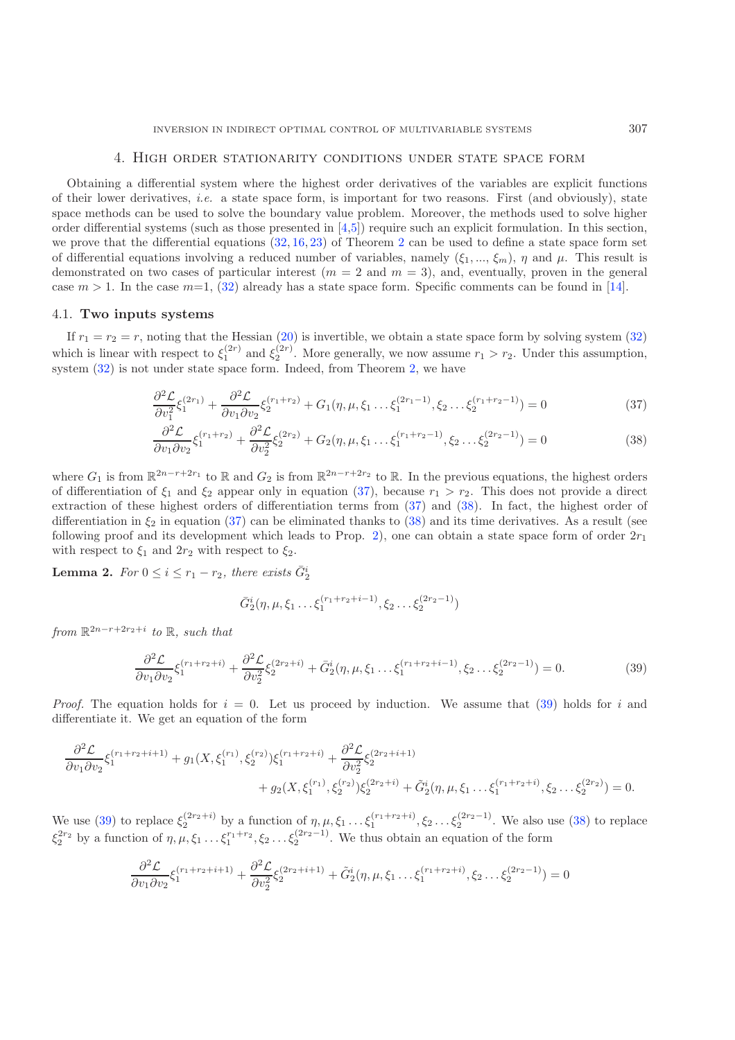## 4. High order stationarity conditions under state space form

Obtaining a differential system where the highest order derivatives of the variables are explicit functions of their lower derivatives, *i.e.* a state space form, is important for two reasons. First (and obviously), state space methods can be used to solve the boundary value problem. Moreover, the methods used to solve higher order differential systems (such as those presented in [4,5]) require such an explicit formulation. In this section, we prove that the differential equations (32, 16, 23) of Theorem 2 can be used to define a state space form set of differential equations involving a reduced number of variables, namely $(\xi_1, ..., \xi_m)$, $\eta$ and $\mu$. This result is demonstrated on two cases of particular interest ($m = 2$ and $m = 3$), and, eventually, proven in the general case $m > 1$. In the case $m$=1, (32) already has a state space form. Specific comments can be found in [14].

### 4.1. Two inputs systems

If $r_1 = r_2 = r$, noting that the Hessian (20) is invertible, we obtain a state space form by solving system (32) which is linear with respect to $\xi_1^{(2r)}$ and $\xi_2^{(2r)}$. More generally, we now assume $r_1 > r_2$. Under this assumption, system (32) is not under state space form. Indeed, from Theorem 2, we have

$$\frac{\partial^2 \mathcal{L}}{\partial v_1^2}\xi_1^{(2r_1)} + \frac{\partial^2 \mathcal{L}}{\partial v_1 \partial v_2}\xi_2^{(r_1+r_2)} + G_1(\eta, \mu, \xi_1 \ldots \xi_1^{(2r_1-1)}, \xi_2 \ldots \xi_2^{(r_1+r_2-1)}) = 0 \tag{37}$$

$$\frac{\partial^2 \mathcal{L}}{\partial v_1 \partial v_2}\xi_1^{(r_1+r_2)} + \frac{\partial^2 \mathcal{L}}{\partial v_2^2}\xi_2^{(2r_2)} + G_2(\eta, \mu, \xi_1 \ldots \xi_1^{(r_1+r_2-1)}, \xi_2 \ldots \xi_2^{(2r_2-1)}) = 0 \tag{38}$$

where $G_1$ is from $\mathbb{R}^{2n-r+2r_1}$ to $\mathbb{R}$ and $G_2$ is from $\mathbb{R}^{2n-r+2r_2}$ to $\mathbb{R}$. In the previous equations, the highest orders of differentiation of $\xi_1$ and $\xi_2$ appear only in equation (37), because $r_1 > r_2$. This does not provide a direct extraction of these highest orders of differentiation terms from (37) and (38). In fact, the highest order of differentiation in $\xi_2$ in equation (37) can be eliminated thanks to (38) and its time derivatives. As a result (see following proof and its development which leads to Prop. 2), one can obtain a state space form of order $2r_1$ with respect to $\xi_1$ and $2r_2$ with respect to $\xi_2$.

**Lemma 2.** *For $0 \le i \le r_1 - r_2$, there exists $\bar{G}_2^i$*

$$\bar{G}_2^i(\eta, \mu, \xi_1 \ldots \xi_1^{(r_1+r_2+i-1)}, \xi_2 \ldots \xi_2^{(2r_2-1)})$$

*from $\mathbb{R}^{2n-r+2r_2+i}$ to $\mathbb{R}$, such that*

$$\frac{\partial^2 \mathcal{L}}{\partial v_1 \partial v_2}\xi_1^{(r_1+r_2+i)} + \frac{\partial^2 \mathcal{L}}{\partial v_2^2}\xi_2^{(2r_2+i)} + \bar{G}_2^i(\eta, \mu, \xi_1 \ldots \xi_1^{(r_1+r_2+i-1)}, \xi_2 \ldots \xi_2^{(2r_2-1)}) = 0. \tag{39}$$

*Proof.* The equation holds for $i = 0$. Let us proceed by induction. We assume that (39) holds for $i$ and differentiate it. We get an equation of the form

$$\frac{\partial^2 \mathcal{L}}{\partial v_1 \partial v_2}\xi_1^{(r_1+r_2+i+1)} + g_1(X, \xi_1^{(r_1)}, \xi_2^{(r_2)})\xi_1^{(r_1+r_2+i)} + \frac{\partial^2 \mathcal{L}}{\partial v_2^2}\xi_2^{(2r_2+i+1)}$$
$$+ g_2(X, \xi_1^{(r_1)}, \xi_2^{(r_2)})\xi_2^{(2r_2+i)} + \tilde{G}_2^i(\eta, \mu, \xi_1 \ldots \xi_1^{(r_1+r_2+i)}, \xi_2 \ldots \xi_2^{(2r_2)}) = 0.$$

We use (39) to replace $\xi_2^{(2r_2+i)}$ by a function of $\eta, \mu, \xi_1 \ldots \xi_1^{(r_1+r_2+i)}, \xi_2 \ldots \xi_2^{(2r_2-1)}$. We also use (38) to replace $\xi_2^{2r_2}$ by a function of $\eta, \mu, \xi_1 \ldots \xi_1^{r_1+r_2}, \xi_2 \ldots \xi_2^{(2r_2-1)}$. We thus obtain an equation of the form

$$\frac{\partial^2 \mathcal{L}}{\partial v_1 \partial v_2}\xi_1^{(r_1+r_2+i+1)} + \frac{\partial^2 \mathcal{L}}{\partial v_2^2}\xi_2^{(2r_2+i+1)} + \check{G}_2^i(\eta, \mu, \xi_1 \ldots \xi_1^{(r_1+r_2+i)}, \xi_2 \ldots \xi_2^{(2r_2-1)}) = 0$$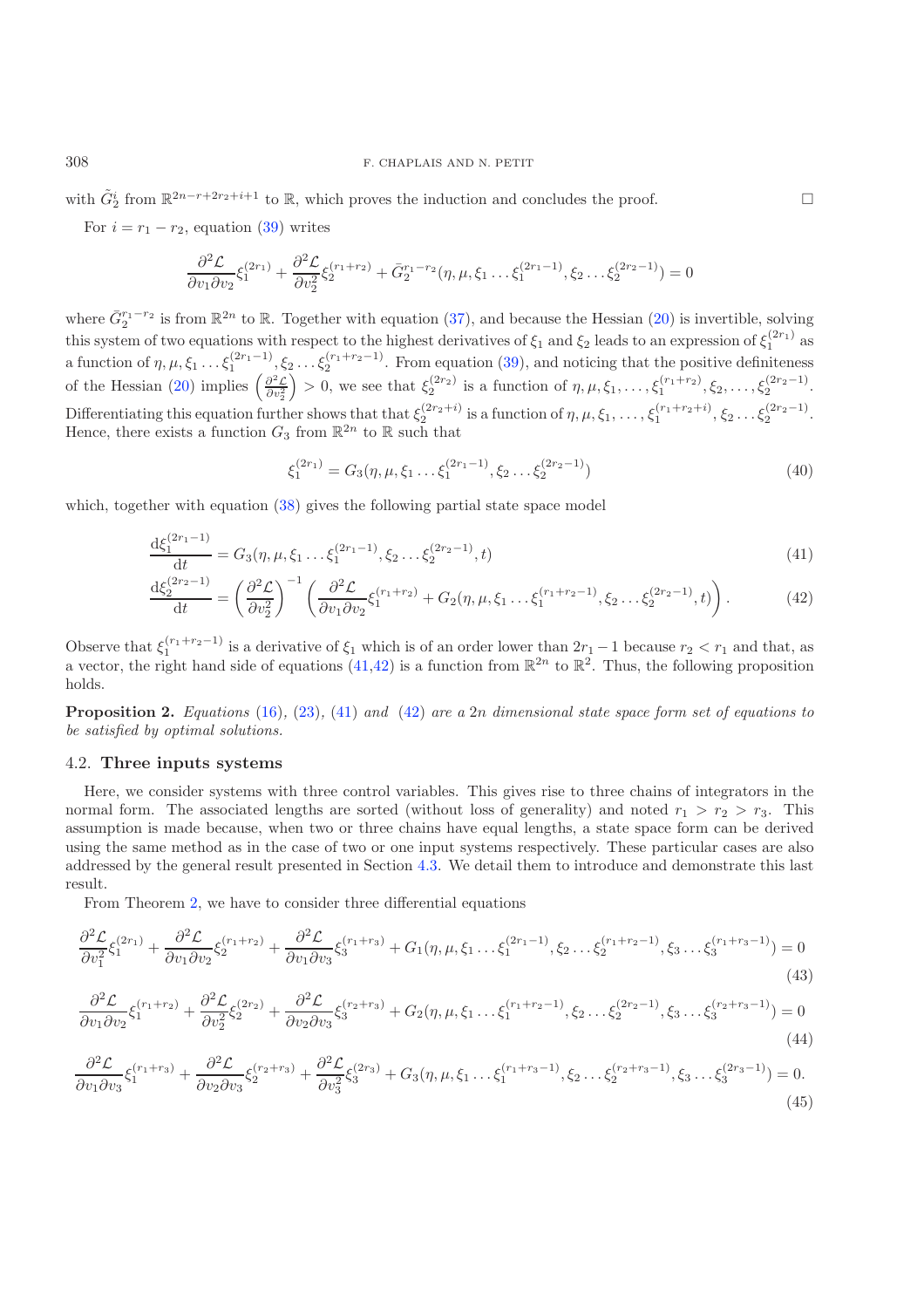with $\tilde{G}_2^i$ from $\mathbb{R}^{2n-r+2r_2+i+1}$ to $\mathbb{R}$, which proves the induction and concludes the proof. □

For $i = r_1 - r_2$, equation (39) writes

$$\frac{\partial^2 \mathcal{L}}{\partial v_1 \partial v_2} \xi_1^{(2r_1)} + \frac{\partial^2 \mathcal{L}}{\partial v_2^2} \xi_2^{(r_1+r_2)} + \bar{G}_2^{r_1-r_2}(\eta, \mu, \xi_1 \ldots \xi_1^{(2r_1-1)}, \xi_2 \ldots \xi_2^{(2r_2-1)}) = 0$$

where $\bar{G}_2^{r_1-r_2}$ is from $\mathbb{R}^{2n}$ to $\mathbb{R}$. Together with equation (37), and because the Hessian (20) is invertible, solving this system of two equations with respect to the highest derivatives of $\xi_1$ and $\xi_2$ leads to an expression of $\xi_1^{(2r_1)}$ as a function of $\eta, \mu, \xi_1 \ldots \xi_1^{(2r_1-1)}, \xi_2 \ldots \xi_2^{(r_1+r_2-1)}$. From equation (39), and noticing that the positive definiteness of the Hessian (20) implies $\left(\frac{\partial^2 \mathcal{L}}{\partial v_2^2}\right) > 0$, we see that $\xi_2^{(2r_2)}$ is a function of $\eta, \mu, \xi_1, \ldots, \xi_1^{(r_1+r_2)}, \xi_2, \ldots, \xi_2^{(2r_2-1)}$. Differentiating this equation further shows that that $\xi_2^{(2r_2+i)}$ is a function of $\eta, \mu, \xi_1, \ldots, \xi_1^{(r_1+r_2+i)}, \xi_2 \ldots \xi_2^{(2r_2-1)}$. Hence, there exists a function $G_3$ from $\mathbb{R}^{2n}$ to $\mathbb{R}$ such that

$$\xi_1^{(2r_1)} = G_3(\eta, \mu, \xi_1 \ldots \xi_1^{(2r_1-1)}, \xi_2 \ldots \xi_2^{(2r_2-1)}) \tag{40}$$

which, together with equation (38) gives the following partial state space model

$$\frac{\mathrm{d}\xi_1^{(2r_1-1)}}{\mathrm{d}t} = G_3(\eta, \mu, \xi_1 \ldots \xi_1^{(2r_1-1)}, \xi_2 \ldots \xi_2^{(2r_2-1)}, t) \tag{41}$$

$$\frac{\mathrm{d}\xi_2^{(2r_2-1)}}{\mathrm{d}t} = \left(\frac{\partial^2 \mathcal{L}}{\partial v_2^2}\right)^{-1} \left(\frac{\partial^2 \mathcal{L}}{\partial v_1 \partial v_2} \xi_1^{(r_1+r_2)} + G_2(\eta, \mu, \xi_1 \ldots \xi_1^{(r_1+r_2-1)}, \xi_2 \ldots \xi_2^{(2r_2-1)}, t)\right). \tag{42}$$

Observe that $\xi_1^{(r_1+r_2-1)}$ is a derivative of $\xi_1$ which is of an order lower than $2r_1 - 1$ because $r_2 < r_1$ and that, as a vector, the right hand side of equations (41,42) is a function from $\mathbb{R}^{2n}$ to $\mathbb{R}^2$. Thus, the following proposition holds.

**Proposition 2.** *Equations (16), (23), (41) and (42) are a 2n dimensional state space form set of equations to be satisfied by optimal solutions.*

### 4.2. **Three inputs systems**

Here, we consider systems with three control variables. This gives rise to three chains of integrators in the normal form. The associated lengths are sorted (without loss of generality) and noted $r_1 > r_2 > r_3$. This assumption is made because, when two or three chains have equal lengths, a state space form can be derived using the same method as in the case of two or one input systems respectively. These particular cases are also addressed by the general result presented in Section 4.3. We detail them to introduce and demonstrate this last result.

From Theorem 2, we have to consider three differential equations

$$\frac{\partial^2 \mathcal{L}}{\partial v_1^2} \xi_1^{(2r_1)} + \frac{\partial^2 \mathcal{L}}{\partial v_1 \partial v_2} \xi_2^{(r_1+r_2)} + \frac{\partial^2 \mathcal{L}}{\partial v_1 \partial v_3} \xi_3^{(r_1+r_3)} + G_1(\eta, \mu, \xi_1 \ldots \xi_1^{(2r_1-1)}, \xi_2 \ldots \xi_2^{(r_1+r_2-1)}, \xi_3 \ldots \xi_3^{(r_1+r_3-1)}) = 0 \tag{43}$$

$$\frac{\partial^2 \mathcal{L}}{\partial v_1 \partial v_2} \xi_1^{(r_1+r_2)} + \frac{\partial^2 \mathcal{L}}{\partial v_2^2} \xi_2^{(2r_2)} + \frac{\partial^2 \mathcal{L}}{\partial v_2 \partial v_3} \xi_3^{(r_2+r_3)} + G_2(\eta, \mu, \xi_1 \ldots \xi_1^{(r_1+r_2-1)}, \xi_2 \ldots \xi_2^{(2r_2-1)}, \xi_3 \ldots \xi_3^{(r_2+r_3-1)}) = 0 \tag{44}$$

$$\frac{\partial^2 \mathcal{L}}{\partial v_1 \partial v_3} \xi_1^{(r_1+r_3)} + \frac{\partial^2 \mathcal{L}}{\partial v_2 \partial v_3} \xi_2^{(r_2+r_3)} + \frac{\partial^2 \mathcal{L}}{\partial v_3^2} \xi_3^{(2r_3)} + G_3(\eta, \mu, \xi_1 \ldots \xi_1^{(r_1+r_3-1)}, \xi_2 \ldots \xi_2^{(r_2+r_3-1)}, \xi_3 \ldots \xi_3^{(2r_3-1)}) = 0. \tag{45}$$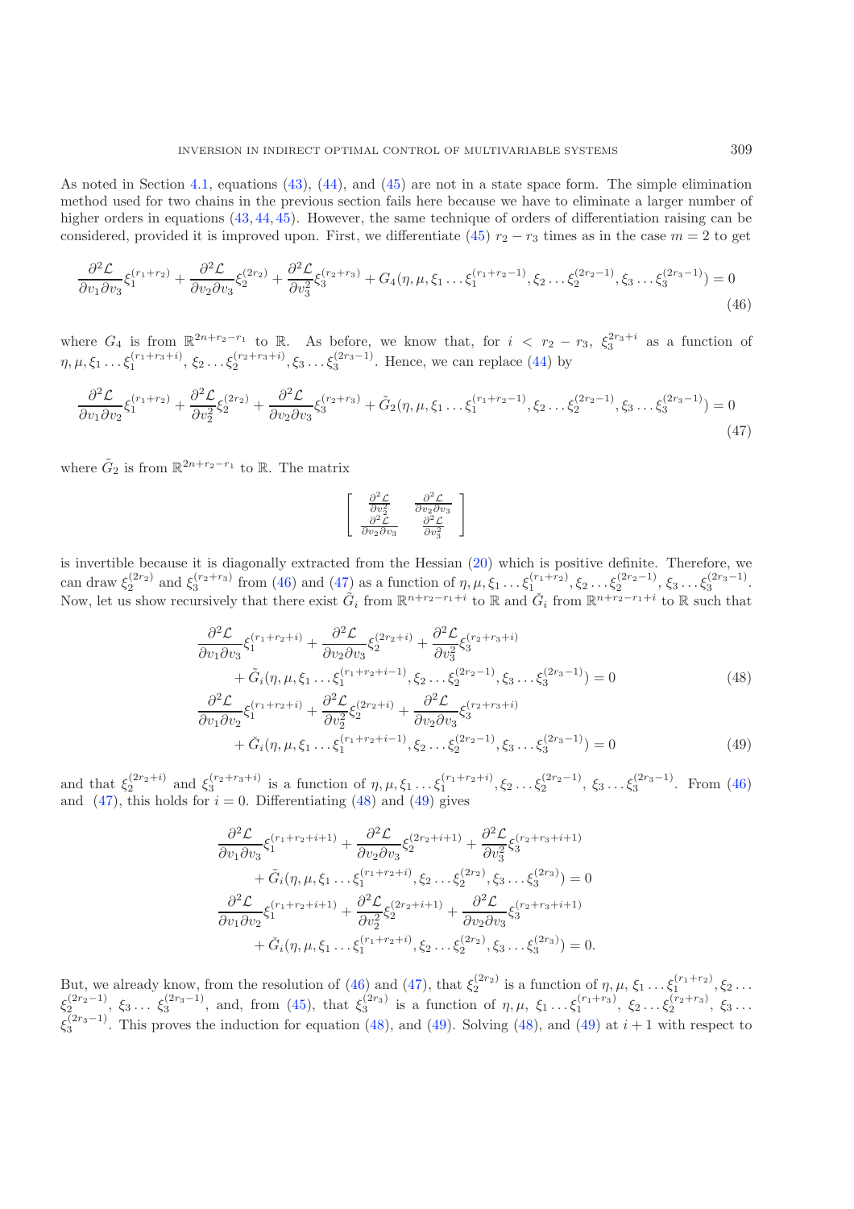As noted in Section 4.1, equations (43), (44), and (45) are not in a state space form. The simple elimination method used for two chains in the previous section fails here because we have to eliminate a larger number of higher orders in equations (43, 44, 45). However, the same technique of orders of differentiation raising can be considered, provided it is improved upon. First, we differentiate (45) $r_2 - r_3$ times as in the case $m = 2$ to get

$$\frac{\partial^2 \mathcal{L}}{\partial v_1 \partial v_3}\xi_1^{(r_1+r_2)} + \frac{\partial^2 \mathcal{L}}{\partial v_2 \partial v_3}\xi_2^{(2r_2)} + \frac{\partial^2 \mathcal{L}}{\partial v_3^2}\xi_3^{(r_2+r_3)} + G_4(\eta, \mu, \xi_1 \dots \xi_1^{(r_1+r_2-1)}, \xi_2 \dots \xi_2^{(2r_2-1)}, \xi_3 \dots \xi_3^{(2r_3-1)}) = 0 \tag{46}$$

where $G_4$ is from $\mathbb{R}^{2n+r_2-r_1}$ to $\mathbb{R}$. As before, we know that, for $i < r_2 - r_3$, $\xi_3^{2r_3+i}$ as a function of $\eta, \mu, \xi_1 \dots \xi_1^{(r_1+r_3+i)}, \xi_2 \dots \xi_2^{(r_2+r_3+i)}, \xi_3 \dots \xi_3^{(2r_3-1)}$. Hence, we can replace (44) by

$$\frac{\partial^2 \mathcal{L}}{\partial v_1 \partial v_2}\xi_1^{(r_1+r_2)} + \frac{\partial^2 \mathcal{L}}{\partial v_2^2}\xi_2^{(2r_2)} + \frac{\partial^2 \mathcal{L}}{\partial v_2 \partial v_3}\xi_3^{(r_2+r_3)} + \tilde{G}_2(\eta, \mu, \xi_1 \dots \xi_1^{(r_1+r_2-1)}, \xi_2 \dots \xi_2^{(2r_2-1)}, \xi_3 \dots \xi_3^{(2r_3-1)}) = 0 \tag{47}$$

where $\tilde{G}_2$ is from $\mathbb{R}^{2n+r_2-r_1}$ to $\mathbb{R}$. The matrix

$$\begin{bmatrix} \frac{\partial^2 \mathcal{L}}{\partial v_2^2} & \frac{\partial^2 \mathcal{L}}{\partial v_2 \partial v_3} \\ \frac{\partial^2 \mathcal{L}}{\partial v_2 \partial v_3} & \frac{\partial^2 \mathcal{L}}{\partial v_3^2} \end{bmatrix}$$

is invertible because it is diagonally extracted from the Hessian (20) which is positive definite. Therefore, we can draw $\xi_2^{(2r_2)}$ and $\xi_3^{(r_2+r_3)}$ from (46) and (47) as a function of $\eta, \mu, \xi_1 \dots \xi_1^{(r_1+r_2)}, \xi_2 \dots \xi_2^{(2r_2-1)}, \xi_3 \dots \xi_3^{(2r_3-1)}$. Now, let us show recursively that there exist $\tilde{G}_i$ from $\mathbb{R}^{n+r_2-r_1+i}$ to $\mathbb{R}$ and $\check{G}_i$ from $\mathbb{R}^{n+r_2-r_1+i}$ to $\mathbb{R}$ such that

$$\begin{aligned} &\frac{\partial^2 \mathcal{L}}{\partial v_1 \partial v_3}\xi_1^{(r_1+r_2+i)} + \frac{\partial^2 \mathcal{L}}{\partial v_2 \partial v_3}\xi_2^{(2r_2+i)} + \frac{\partial^2 \mathcal{L}}{\partial v_3^2}\xi_3^{(r_2+r_3+i)} \\ &\qquad + \tilde{G}_i(\eta, \mu, \xi_1 \dots \xi_1^{(r_1+r_2+i-1)}, \xi_2 \dots \xi_2^{(2r_2-1)}, \xi_3 \dots \xi_3^{(2r_3-1)}) = 0 \end{aligned} \tag{48}$$

$$\begin{aligned} &\frac{\partial^2 \mathcal{L}}{\partial v_1 \partial v_2}\xi_1^{(r_1+r_2+i)} + \frac{\partial^2 \mathcal{L}}{\partial v_2^2}\xi_2^{(2r_2+i)} + \frac{\partial^2 \mathcal{L}}{\partial v_2 \partial v_3}\xi_3^{(r_2+r_3+i)} \\ &\qquad + \check{G}_i(\eta, \mu, \xi_1 \dots \xi_1^{(r_1+r_2+i-1)}, \xi_2 \dots \xi_2^{(2r_2-1)}, \xi_3 \dots \xi_3^{(2r_3-1)}) = 0 \end{aligned} \tag{49}$$

and that $\xi_2^{(2r_2+i)}$ and $\xi_3^{(r_2+r_3+i)}$ is a function of $\eta, \mu, \xi_1 \dots \xi_1^{(r_1+r_2+i)}, \xi_2 \dots \xi_2^{(2r_2-1)}, \xi_3 \dots \xi_3^{(2r_3-1)}$. From (46) and (47), this holds for $i = 0$. Differentiating (48) and (49) gives

$$\begin{aligned} &\frac{\partial^2 \mathcal{L}}{\partial v_1 \partial v_3}\xi_1^{(r_1+r_2+i+1)} + \frac{\partial^2 \mathcal{L}}{\partial v_2 \partial v_3}\xi_2^{(2r_2+i+1)} + \frac{\partial^2 \mathcal{L}}{\partial v_3^2}\xi_3^{(r_2+r_3+i+1)} \\ &\qquad + \tilde{G}_i(\eta, \mu, \xi_1 \dots \xi_1^{(r_1+r_2+i)}, \xi_2 \dots \xi_2^{(2r_2)}, \xi_3 \dots \xi_3^{(2r_3)}) = 0 \\ &\frac{\partial^2 \mathcal{L}}{\partial v_1 \partial v_2}\xi_1^{(r_1+r_2+i+1)} + \frac{\partial^2 \mathcal{L}}{\partial v_2^2}\xi_2^{(2r_2+i+1)} + \frac{\partial^2 \mathcal{L}}{\partial v_2 \partial v_3}\xi_3^{(r_2+r_3+i+1)} \\ &\qquad + \check{G}_i(\eta, \mu, \xi_1 \dots \xi_1^{(r_1+r_2+i)}, \xi_2 \dots \xi_2^{(2r_2)}, \xi_3 \dots \xi_3^{(2r_3)}) = 0. \end{aligned}$$

But, we already know, from the resolution of (46) and (47), that $\xi_2^{(2r_2)}$ is a function of $\eta, \mu, \xi_1 \dots \xi_1^{(r_1+r_2)}, \xi_2 \dots \xi_2^{(2r_2-1)}, \xi_3 \dots \xi_3^{(2r_3-1)}$, and, from (45), that $\xi_3^{(2r_3)}$ is a function of $\eta, \mu, \xi_1 \dots \xi_1^{(r_1+r_3)}, \xi_2 \dots \xi_2^{(r_2+r_3)}, \xi_3 \dots \xi_3^{(2r_3-1)}$. This proves the induction for equation (48), and (49). Solving (48), and (49) at $i+1$ with respect to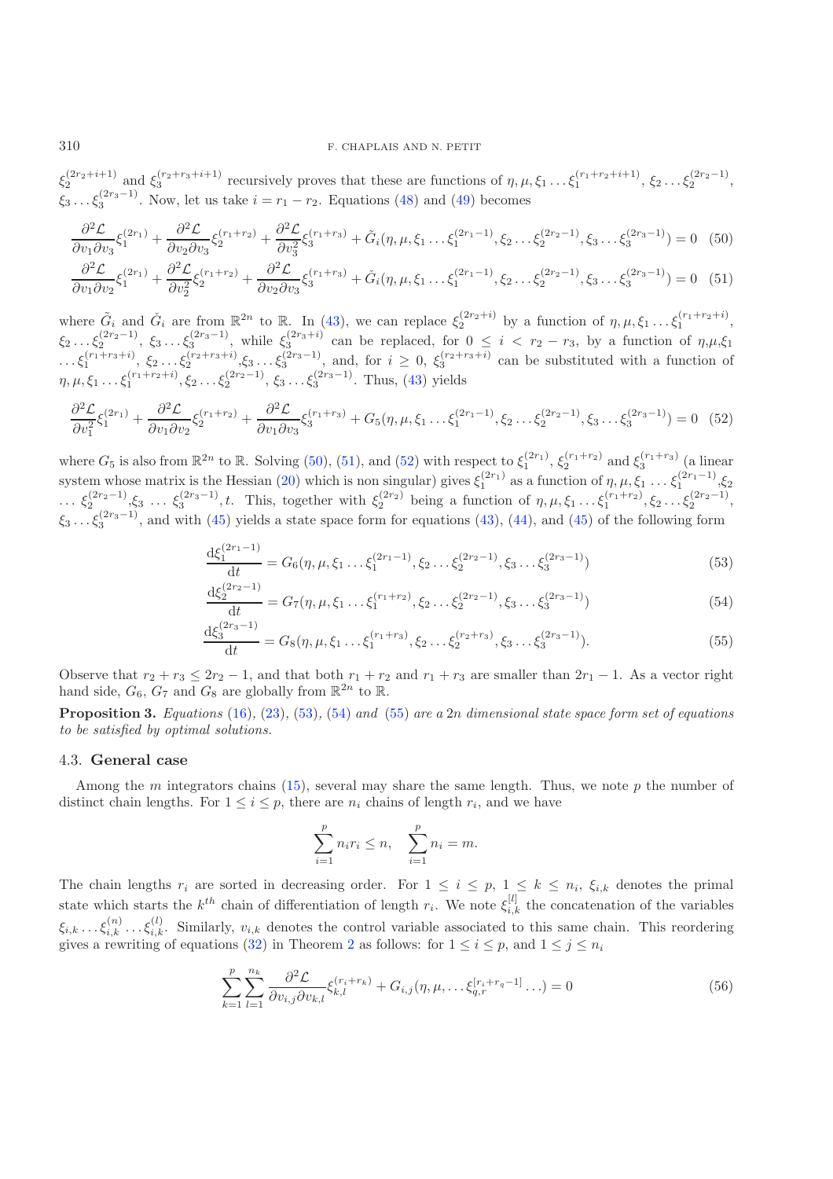$\xi_2^{(2r_2+i+1)}$ and $\xi_3^{(r_2+r_3+i+1)}$ recursively proves that these are functions of $\eta, \mu, \xi_1 \ldots \xi_1^{(r_1+r_2+i+1)}$, $\xi_2 \ldots \xi_2^{(2r_2-1)}$, $\xi_3 \ldots \xi_3^{(2r_3-1)}$. Now, let us take $i = r_1 - r_2$. Equations (48) and (49) becomes

$$\frac{\partial^2 \mathcal{L}}{\partial v_1 \partial v_3}\xi_1^{(2r_1)} + \frac{\partial^2 \mathcal{L}}{\partial v_2 \partial v_3}\xi_2^{(r_1+r_2)} + \frac{\partial^2 \mathcal{L}}{\partial v_3^2}\xi_3^{(r_1+r_3)} + \tilde{G}_i(\eta, \mu, \xi_1 \ldots \xi_1^{(2r_1-1)}, \xi_2 \ldots \xi_2^{(2r_2-1)}, \xi_3 \ldots \xi_3^{(2r_3-1)}) = 0 \quad (50)$$

$$\frac{\partial^2 \mathcal{L}}{\partial v_1 \partial v_2}\xi_1^{(2r_1)} + \frac{\partial^2 \mathcal{L}}{\partial v_2^2}\xi_2^{(r_1+r_2)} + \frac{\partial^2 \mathcal{L}}{\partial v_2 \partial v_3}\xi_3^{(r_1+r_3)} + \check{G}_i(\eta, \mu, \xi_1 \ldots \xi_1^{(2r_1-1)}, \xi_2 \ldots \xi_2^{(2r_2-1)}, \xi_3 \ldots \xi_3^{(2r_3-1)}) = 0 \quad (51)$$

where $\tilde{G}_i$ and $\check{G}_i$ are from $\mathbb{R}^{2n}$ to $\mathbb{R}$. In (43), we can replace $\xi_2^{(2r_2+i)}$ by a function of $\eta, \mu, \xi_1 \ldots \xi_1^{(r_1+r_2+i)}$, $\xi_2 \ldots \xi_2^{(2r_2-1)}$, $\xi_3 \ldots \xi_3^{(2r_3-1)}$, while $\xi_3^{(2r_3+i)}$ can be replaced, for $0 \leq i < r_2 - r_3$, by a function of $\eta,\mu,\xi_1 \ldots \xi_1^{(r_1+r_3+i)}$, $\xi_2 \ldots \xi_2^{(r_2+r_3+i)}$,$\xi_3 \ldots \xi_3^{(2r_3-1)}$, and, for $i \geq 0$, $\xi_3^{(r_2+r_3+i)}$ can be substituted with a function of $\eta, \mu, \xi_1 \ldots \xi_1^{(r_1+r_2+i)}, \xi_2 \ldots \xi_2^{(2r_2-1)}, \xi_3 \ldots \xi_3^{(2r_3-1)}$. Thus, (43) yields

$$\frac{\partial^2 \mathcal{L}}{\partial v_1^2}\xi_1^{(2r_1)} + \frac{\partial^2 \mathcal{L}}{\partial v_1 \partial v_2}\xi_2^{(r_1+r_2)} + \frac{\partial^2 \mathcal{L}}{\partial v_1 \partial v_3}\xi_3^{(r_1+r_3)} + G_5(\eta, \mu, \xi_1 \ldots \xi_1^{(2r_1-1)}, \xi_2 \ldots \xi_2^{(2r_2-1)}, \xi_3 \ldots \xi_3^{(2r_3-1)}) = 0 \quad (52)$$

where $G_5$ is also from $\mathbb{R}^{2n}$ to $\mathbb{R}$. Solving (50), (51), and (52) with respect to $\xi_1^{(2r_1)}$, $\xi_2^{(r_1+r_2)}$ and $\xi_3^{(r_1+r_3)}$ (a linear system whose matrix is the Hessian (20) which is non singular) gives $\xi_1^{(2r_1)}$ as a function of $\eta, \mu, \xi_1 \ldots \xi_1^{(2r_1-1)}$,$\xi_2 \ldots \xi_2^{(2r_2-1)}$,$\xi_3 \ldots \xi_3^{(2r_3-1)}, t$. This, together with $\xi_2^{(2r_2)}$ being a function of $\eta, \mu, \xi_1 \ldots \xi_1^{(r_1+r_2)}, \xi_2 \ldots \xi_2^{(2r_2-1)}$, $\xi_3 \ldots \xi_3^{(2r_3-1)}$, and with (45) yields a state space form for equations (43), (44), and (45) of the following form

$$\frac{\mathrm{d}\xi_1^{(2r_1-1)}}{\mathrm{d}t} = G_6(\eta, \mu, \xi_1 \ldots \xi_1^{(2r_1-1)}, \xi_2 \ldots \xi_2^{(2r_2-1)}, \xi_3 \ldots \xi_3^{(2r_3-1)}) \quad (53)$$

$$\frac{\mathrm{d}\xi_2^{(2r_2-1)}}{\mathrm{d}t} = G_7(\eta, \mu, \xi_1 \ldots \xi_1^{(r_1+r_2)}, \xi_2 \ldots \xi_2^{(2r_2-1)}, \xi_3 \ldots \xi_3^{(2r_3-1)}) \quad (54)$$

$$\frac{\mathrm{d}\xi_3^{(2r_3-1)}}{\mathrm{d}t} = G_8(\eta, \mu, \xi_1 \ldots \xi_1^{(r_1+r_3)}, \xi_2 \ldots \xi_2^{(r_2+r_3)}, \xi_3 \ldots \xi_3^{(2r_3-1)}). \quad (55)$$

Observe that $r_2 + r_3 \leq 2r_2 - 1$, and that both $r_1 + r_2$ and $r_1 + r_3$ are smaller than $2r_1 - 1$. As a vector right hand side, $G_6$, $G_7$ and $G_8$ are globally from $\mathbb{R}^{2n}$ to $\mathbb{R}$.

**Proposition 3.** *Equations* (16)*,* (23)*,* (53)*,* (54) *and* (55) *are a* $2n$ *dimensional state space form set of equations to be satisfied by optimal solutions.*

### 4.3. **General case**

Among the $m$ integrators chains (15), several may share the same length. Thus, we note $p$ the number of distinct chain lengths. For $1 \leq i \leq p$, there are $n_i$ chains of length $r_i$, and we have

$$\sum_{i=1}^{p} n_i r_i \leq n, \quad \sum_{i=1}^{p} n_i = m.$$

The chain lengths $r_i$ are sorted in decreasing order. For $1 \leq i \leq p$, $1 \leq k \leq n_i$, $\xi_{i,k}$ denotes the primal state which starts the $k^{th}$ chain of differentiation of length $r_i$. We note $\xi_{i,k}^{[l]}$ the concatenation of the variables $\xi_{i,k} \ldots \xi_{i,k}^{(n)} \ldots \xi_{i,k}^{(l)}$. Similarly, $v_{i,k}$ denotes the control variable associated to this same chain. This reordering gives a rewriting of equations (32) in Theorem 2 as follows: for $1 \leq i \leq p$, and $1 \leq j \leq n_i$

$$\sum_{k=1}^{p} \sum_{l=1}^{n_k} \frac{\partial^2 \mathcal{L}}{\partial v_{i,j} \partial v_{k,l}} \xi_{k,l}^{(r_i+r_k)} + G_{i,j}(\eta, \mu, \ldots \xi_{q,r}^{[r_i+r_q-1]} \ldots) = 0 \quad (56)$$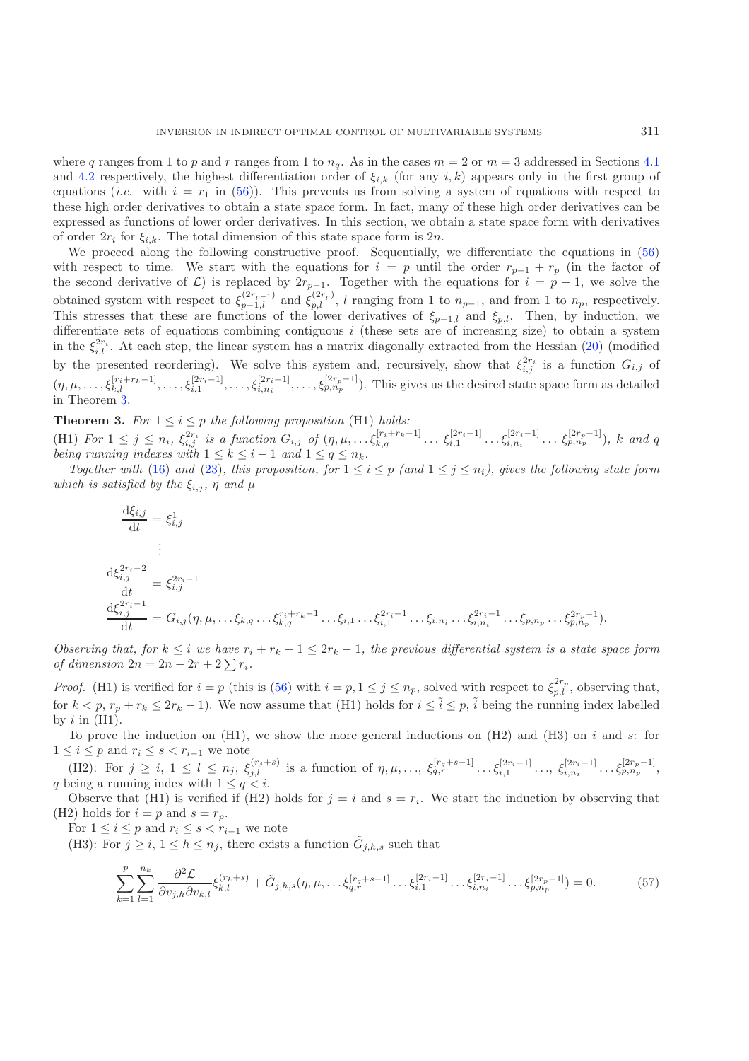where $q$ ranges from 1 to $p$ and $r$ ranges from 1 to $n_q$. As in the cases $m = 2$ or $m = 3$ addressed in Sections 4.1 and 4.2 respectively, the highest differentiation order of $\xi_{i,k}$ (for any $i, k$) appears only in the first group of equations (*i.e.* with $i = r_1$ in (56)). This prevents us from solving a system of equations with respect to these high order derivatives to obtain a state space form. In fact, many of these high order derivatives can be expressed as functions of lower order derivatives. In this section, we obtain a state space form with derivatives of order $2r_i$ for $\xi_{i,k}$. The total dimension of this state space form is $2n$.

We proceed along the following constructive proof. Sequentially, we differentiate the equations in (56) with respect to time. We start with the equations for $i = p$ until the order $r_{p-1} + r_p$ (in the factor of the second derivative of $\mathcal{L}$) is replaced by $2r_{p-1}$. Together with the equations for $i = p - 1$, we solve the obtained system with respect to $\xi_{p-1,l}^{(2r_{p-1})}$ and $\xi_{p,l}^{(2r_p)}$, $l$ ranging from 1 to $n_{p-1}$, and from 1 to $n_p$, respectively. This stresses that these are functions of the lower derivatives of $\xi_{p-1,l}$ and $\xi_{p,l}$. Then, by induction, we differentiate sets of equations combining contiguous $i$ (these sets are of increasing size) to obtain a system in the $\xi_{i,l}^{2r_i}$. At each step, the linear system has a matrix diagonally extracted from the Hessian (20) (modified by the presented reordering). We solve this system and, recursively, show that $\xi_{i,j}^{2r_i}$ is a function $G_{i,j}$ of $(\eta, \mu, \ldots, \xi_{k,l}^{[r_i+r_k-1]}, \ldots, \xi_{i,1}^{[2r_i-1]}, \ldots, \xi_{i,n_i}^{[2r_i-1]}, \ldots, \xi_{p,n_p}^{[2r_p-1]})$. This gives us the desired state space form as detailed in Theorem 3.

**Theorem 3.** *For $1 \le i \le p$ the following proposition* (H1) *holds:*
(H1) *For $1 \le j \le n_i$, $\xi_{i,j}^{2r_i}$ is a function $G_{i,j}$ of $(\eta, \mu, \ldots \xi_{k,q}^{[r_i+r_k-1]} \ldots \xi_{i,1}^{[2r_i-1]} \ldots \xi_{i,n_i}^{[2r_i-1]} \ldots \xi_{p,n_p}^{[2r_p-1]})$, $k$ and $q$ being running indexes with $1 \le k \le i-1$ and $1 \le q \le n_k$.*

*Together with* (16) *and* (23)*, this proposition, for $1 \le i \le p$ (and $1 \le j \le n_i$), gives the following state form which is satisfied by the $\xi_{i,j}$, $\eta$ and $\mu$*

$$
\begin{aligned}
\frac{\mathrm{d}\xi_{i,j}}{\mathrm{d}t} &= \xi_{i,j}^1 \\
&\vdots \\
\frac{\mathrm{d}\xi_{i,j}^{2r_i-2}}{\mathrm{d}t} &= \xi_{i,j}^{2r_i-1} \\
\frac{\mathrm{d}\xi_{i,j}^{2r_i-1}}{\mathrm{d}t} &= G_{i,j}(\eta, \mu, \ldots \xi_{k,q} \ldots \xi_{k,q}^{r_i+r_k-1} \ldots \xi_{i,1} \ldots \xi_{i,1}^{2r_i-1} \ldots \xi_{i,n_i} \ldots \xi_{i,n_i}^{2r_i-1} \ldots \xi_{p,n_p} \ldots \xi_{p,n_p}^{2r_p-1}).
\end{aligned}
$$

*Observing that, for $k \le i$ we have $r_i + r_k - 1 \le 2r_k - 1$, the previous differential system is a state space form of dimension $2n = 2n - 2r + 2\sum r_i$.*

*Proof.* (H1) is verified for $i = p$ (this is (56) with $i = p, 1 \le j \le n_p$, solved with respect to $\xi_{p,l}^{2r_p}$, observing that, for $k < p$, $r_p + r_k \le 2r_k - 1$). We now assume that (H1) holds for $i \le \tilde{i} \le p$, $\tilde{i}$ being the running index labelled by $i$ in (H1).

To prove the induction on (H1), we show the more general inductions on (H2) and (H3) on $i$ and $s$: for $1 \le i \le p$ and $r_i \le s < r_{i-1}$ we note

(H2): For $j \ge i$, $1 \le l \le n_j$, $\xi_{j,l}^{(r_j+s)}$ is a function of $\eta, \mu, \ldots, \xi_{q,r}^{[r_q+s-1]} \ldots \xi_{i,1}^{[2r_i-1]} \ldots, \xi_{i,n_i}^{[2r_i-1]} \ldots \xi_{p,n_p}^{[2r_p-1]}$, $q$ being a running index with $1 \le q < i$.

Observe that (H1) is verified if (H2) holds for $j = i$ and $s = r_i$. We start the induction by observing that (H2) holds for $i = p$ and $s = r_p$.

For $1 \le i \le p$ and $r_i \le s < r_{i-1}$ we note

(H3): For $j \ge i$, $1 \le h \le n_j$, there exists a function $\tilde{G}_{j,h,s}$ such that

$$
\sum_{k=1}^{p} \sum_{l=1}^{n_k} \frac{\partial^2 \mathcal{L}}{\partial v_{j,h} \partial v_{k,l}} \xi_{k,l}^{(r_k+s)} + \tilde{G}_{j,h,s}(\eta, \mu, \ldots \xi_{q,r}^{[r_q+s-1]} \ldots \xi_{i,1}^{[2r_i-1]} \ldots \xi_{i,n_i}^{[2r_i-1]} \ldots \xi_{p,n_p}^{[2r_p-1]}) = 0. \tag{57}
$$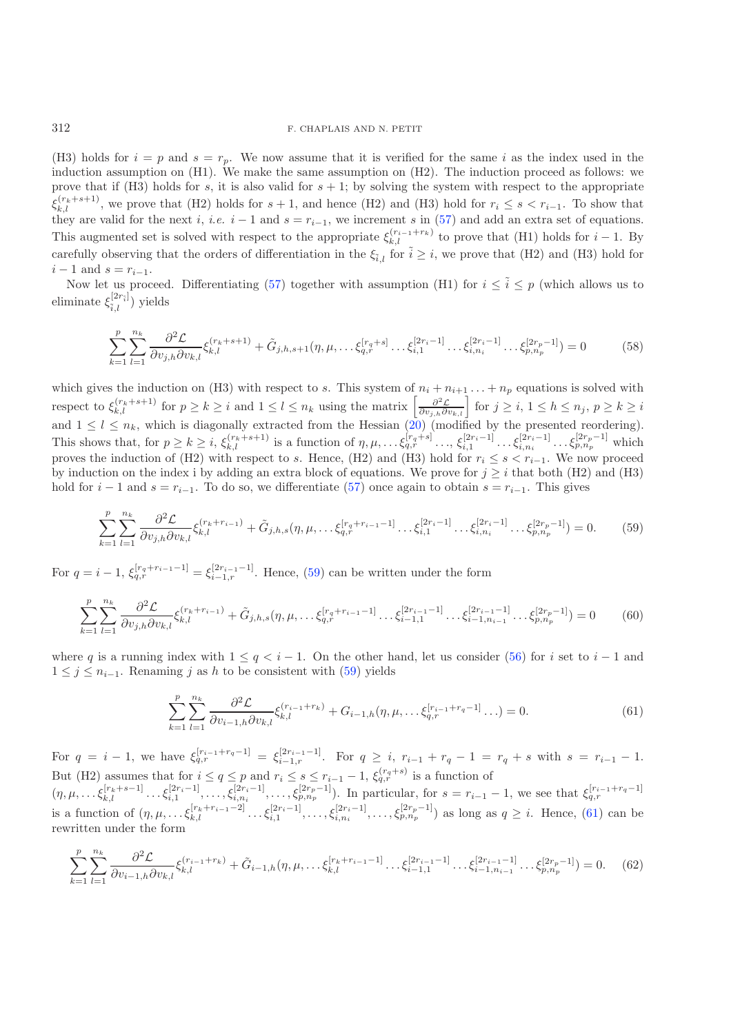(H3) holds for $i = p$ and $s = r_p$. We now assume that it is verified for the same $i$ as the index used in the induction assumption on (H1). We make the same assumption on (H2). The induction proceed as follows: we prove that if (H3) holds for $s$, it is also valid for $s+1$; by solving the system with respect to the appropriate $\xi_{k,l}^{(r_k+s+1)}$, we prove that (H2) holds for $s+1$, and hence (H2) and (H3) hold for $r_i \le s < r_{i-1}$. To show that they are valid for the next $i$, *i.e.* $i-1$ and $s = r_{i-1}$, we increment $s$ in (57) and add an extra set of equations. This augmented set is solved with respect to the appropriate $\xi_{k,l}^{(r_{i-1}+r_k)}$ to prove that (H1) holds for $i-1$. By carefully observing that the orders of differentiation in the $\xi_{\tilde{i},l}$ for $\tilde{i} \ge i$, we prove that (H2) and (H3) hold for $i-1$ and $s = r_{i-1}$.

Now let us proceed. Differentiating (57) together with assumption (H1) for $i \le \tilde{i} \le p$ (which allows us to eliminate $\xi_{\tilde{i},l}^{[2r_{\tilde{i}}]}$) yields

$$\sum_{k=1}^{p}\sum_{l=1}^{n_k}\frac{\partial^2\mathcal{L}}{\partial v_{j,h}\partial v_{k,l}}\xi_{k,l}^{(r_k+s+1)} + \tilde{G}_{j,h,s+1}(\eta,\mu,\ldots\xi_{q,r}^{[r_q+s]}\ldots\xi_{i,1}^{[2r_i-1]}\ldots\xi_{i,n_i}^{[2r_i-1]}\ldots\xi_{p,n_p}^{[2r_p-1]}) = 0 \tag{58}$$

which gives the induction on (H3) with respect to $s$. This system of $n_i + n_{i+1}\ldots + n_p$ equations is solved with respect to $\xi_{k,l}^{(r_k+s+1)}$ for $p \ge k \ge i$ and $1 \le l \le n_k$ using the matrix $\left[\frac{\partial^2\mathcal{L}}{\partial v_{j,h}\partial v_{k,l}}\right]$ for $j \ge i$, $1 \le h \le n_j$, $p \ge k \ge i$ and $1 \le l \le n_k$, which is diagonally extracted from the Hessian (20) (modified by the presented reordering). This shows that, for $p \ge k \ge i$, $\xi_{k,l}^{(r_k+s+1)}$ is a function of $\eta,\mu,\ldots\xi_{q,r}^{[r_q+s]}\ldots$, $\xi_{i,1}^{[2r_i-1]}\ldots\xi_{i,n_i}^{[2r_i-1]}\ldots\xi_{p,n_p}^{[2r_p-1]}$ which proves the induction of (H2) with respect to $s$. Hence, (H2) and (H3) hold for $r_i \le s < r_{i-1}$. We now proceed by induction on the index i by adding an extra block of equations. We prove for $j \ge i$ that both (H2) and (H3) hold for $i-1$ and $s = r_{i-1}$. To do so, we differentiate (57) once again to obtain $s = r_{i-1}$. This gives

$$\sum_{k=1}^{p}\sum_{l=1}^{n_k}\frac{\partial^2\mathcal{L}}{\partial v_{j,h}\partial v_{k,l}}\xi_{k,l}^{(r_k+r_{i-1})} + \tilde{G}_{j,h,s}(\eta,\mu,\ldots\xi_{q,r}^{[r_q+r_{i-1}-1]}\ldots\xi_{i,1}^{[2r_i-1]}\ldots\xi_{i,n_i}^{[2r_i-1]}\ldots\xi_{p,n_p}^{[2r_p-1]}) = 0. \tag{59}$$

For $q = i-1$, $\xi_{q,r}^{[r_q+r_{i-1}-1]} = \xi_{i-1,r}^{[2r_{i-1}-1]}$. Hence, (59) can be written under the form

$$\sum_{k=1}^{p}\sum_{l=1}^{n_k}\frac{\partial^2\mathcal{L}}{\partial v_{j,h}\partial v_{k,l}}\xi_{k,l}^{(r_k+r_{i-1})} + \tilde{G}_{j,h,s}(\eta,\mu,\ldots\xi_{q,r}^{[r_q+r_{i-1}-1]}\ldots\xi_{i-1,1}^{[2r_{i-1}-1]}\ldots\xi_{i-1,n_{i-1}}^{[2r_{i-1}-1]}\ldots\xi_{p,n_p}^{[2r_p-1]}) = 0 \tag{60}$$

where $q$ is a running index with $1 \le q < i-1$. On the other hand, let us consider (56) for $i$ set to $i-1$ and $1 \le j \le n_{i-1}$. Renaming $j$ as $h$ to be consistent with (59) yields

$$\sum_{k=1}^{p}\sum_{l=1}^{n_k}\frac{\partial^2\mathcal{L}}{\partial v_{i-1,h}\partial v_{k,l}}\xi_{k,l}^{(r_{i-1}+r_k)} + G_{i-1,h}(\eta,\mu,\ldots\xi_{q,r}^{[r_{i-1}+r_q-1]}\ldots) = 0. \tag{61}$$

For $q = i-1$, we have $\xi_{q,r}^{[r_{i-1}+r_q-1]} = \xi_{i-1,r}^{[2r_{i-1}-1]}$. For $q \ge i$, $r_{i-1}+r_q-1 = r_q+s$ with $s = r_{i-1}-1$. But (H2) assumes that for $i \le q \le p$ and $r_i \le s \le r_{i-1}-1$, $\xi_{q,r}^{(r_q+s)}$ is a function of $(\eta,\mu,\ldots\xi_{k,l}^{[r_k+s-1]}\ldots\xi_{i,1}^{[2r_i-1]},\ldots,\xi_{i,n_i}^{[2r_i-1]},\ldots,\xi_{p,n_p}^{[2r_p-1]})$. In particular, for $s = r_{i-1}-1$, we see that $\xi_{q,r}^{[r_{i-1}+r_q-1]}$ is a function of $(\eta,\mu,\ldots\xi_{k,l}^{[r_k+r_{i-1}-2]}\ldots\xi_{i,1}^{[2r_i-1]},\ldots,\xi_{i,n_i}^{[2r_i-1]},\ldots,\xi_{p,n_p}^{[2r_p-1]})$ as long as $q \ge i$. Hence, (61) can be rewritten under the form

$$\sum_{k=1}^{p}\sum_{l=1}^{n_k}\frac{\partial^2\mathcal{L}}{\partial v_{i-1,h}\partial v_{k,l}}\xi_{k,l}^{(r_{i-1}+r_k)} + \tilde{G}_{i-1,h}(\eta,\mu,\ldots\xi_{k,l}^{[r_k+r_{i-1}-1]}\ldots\xi_{i-1,1}^{[2r_{i-1}-1]}\ldots\xi_{i-1,n_{i-1}}^{[2r_{i-1}-1]}\ldots\xi_{p,n_p}^{[2r_p-1]}) = 0. \tag{62}$$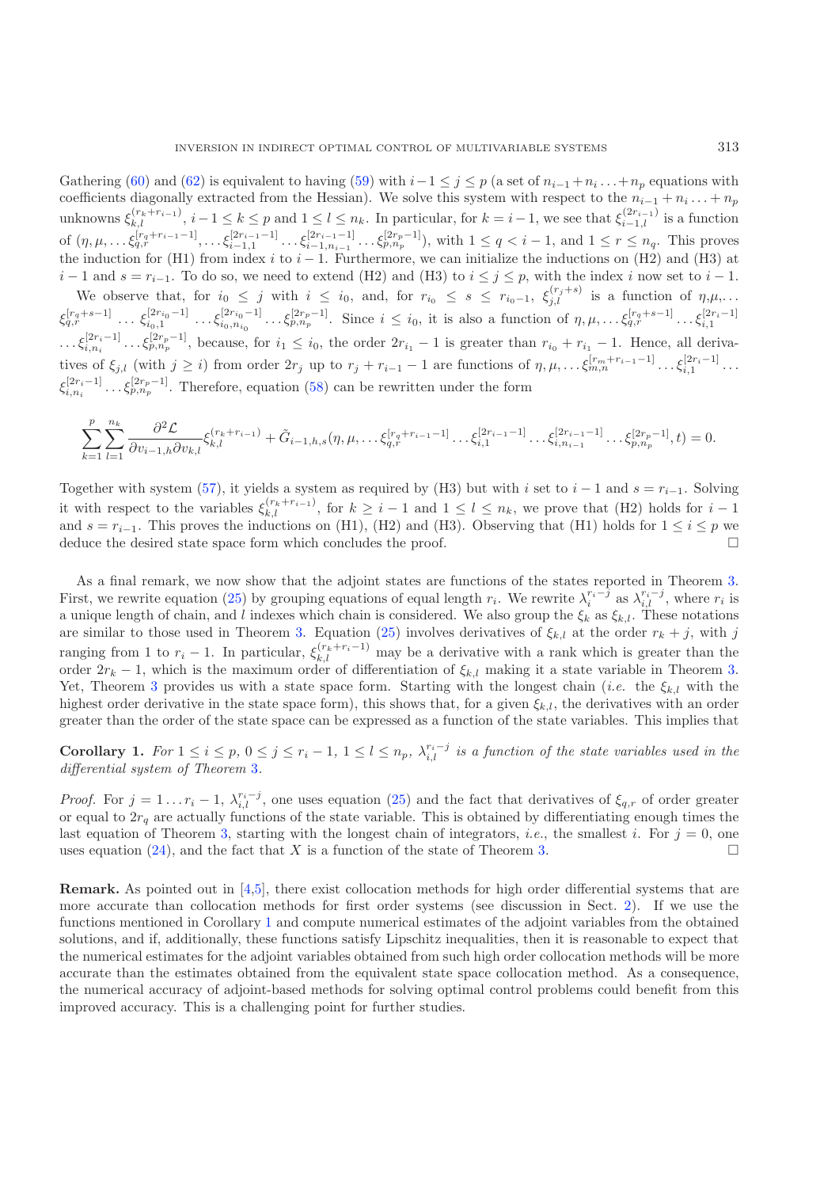Gathering (60) and (62) is equivalent to having (59) with $i-1 \leq j \leq p$ (a set of $n_{i-1}+n_i \ldots + n_p$ equations with coefficients diagonally extracted from the Hessian). We solve this system with respect to the $n_{i-1}+n_i \ldots + n_p$ unknowns $\xi_{k,l}^{(r_k+r_{i-1})}$, $i-1 \leq k \leq p$ and $1 \leq l \leq n_k$. In particular, for $k = i-1$, we see that $\xi_{i-1,l}^{(2r_{i-1})}$ is a function of $(\eta, \mu, \ldots \xi_{q,r}^{[r_q+r_{i-1}-1]}, \ldots \xi_{i-1,1}^{[2r_{i-1}-1]} \ldots \xi_{i-1,n_{i-1}}^{[2r_{i-1}-1]} \ldots \xi_{p,n_p}^{[2r_p-1]})$, with $1 \leq q < i-1$, and $1 \leq r \leq n_q$. This proves the induction for (H1) from index $i$ to $i-1$. Furthermore, we can initialize the inductions on (H2) and (H3) at $i-1$ and $s = r_{i-1}$. To do so, we need to extend (H2) and (H3) to $i \leq j \leq p$, with the index $i$ now set to $i-1$.

We observe that, for $i_0 \leq j$ with $i \leq i_0$, and, for $r_{i_0} \leq s \leq r_{i_0-1}$, $\xi_{j,l}^{(r_j+s)}$ is a function of $\eta, \mu, \ldots \xi_{q,r}^{[r_q+s-1]} \ldots \xi_{i_0,1}^{[2r_{i_0}-1]} \ldots \xi_{i_0,n_{i_0}}^{[2r_{i_0}-1]} \ldots \xi_{p,n_p}^{[2r_p-1]}$. Since $i \leq i_0$, it is also a function of $\eta, \mu, \ldots \xi_{q,r}^{[r_q+s-1]} \ldots \xi_{i,1}^{[2r_i-1]} \ldots \xi_{i,n_i}^{[2r_i-1]} \ldots \xi_{p,n_p}^{[2r_p-1]}$, because, for $i_1 \leq i_0$, the order $2r_{i_1}-1$ is greater than $r_{i_0}+r_{i_1}-1$. Hence, all derivatives of $\xi_{j,l}$ (with $j \geq i$) from order $2r_j$ up to $r_j + r_{i-1} - 1$ are functions of $\eta, \mu, \ldots \xi_{m,n}^{[r_m+r_{i-1}-1]} \ldots \xi_{i,1}^{[2r_i-1]} \ldots \xi_{i,n_i}^{[2r_i-1]} \ldots \xi_{p,n_p}^{[2r_p-1]}$. Therefore, equation (58) can be rewritten under the form

$$\sum_{k=1}^{p} \sum_{l=1}^{n_k} \frac{\partial^2 \mathcal{L}}{\partial v_{i-1,h} \partial v_{k,l}} \xi_{k,l}^{(r_k+r_{i-1})} + \tilde{G}_{i-1,h,s}(\eta, \mu, \ldots \xi_{q,r}^{[r_q+r_{i-1}-1]} \ldots \xi_{i,1}^{[2r_{i-1}-1]} \ldots \xi_{i,n_{i-1}}^{[2r_{i-1}-1]} \ldots \xi_{p,n_p}^{[2r_p-1]}, t) = 0.$$

Together with system (57), it yields a system as required by (H3) but with $i$ set to $i-1$ and $s = r_{i-1}$. Solving it with respect to the variables $\xi_{k,l}^{(r_k+r_{i-1})}$, for $k \geq i-1$ and $1 \leq l \leq n_k$, we prove that (H2) holds for $i-1$ and $s = r_{i-1}$. This proves the inductions on (H1), (H2) and (H3). Observing that (H1) holds for $1 \leq i \leq p$ we deduce the desired state space form which concludes the proof. □

As a final remark, we now show that the adjoint states are functions of the states reported in Theorem 3. First, we rewrite equation (25) by grouping equations of equal length $r_i$. We rewrite $\lambda_i^{r_i-j}$ as $\lambda_{i,l}^{r_i-j}$, where $r_i$ is a unique length of chain, and $l$ indexes which chain is considered. We also group the $\xi_k$ as $\xi_{k,l}$. These notations are similar to those used in Theorem 3. Equation (25) involves derivatives of $\xi_{k,l}$ at the order $r_k + j$, with $j$ ranging from 1 to $r_i - 1$. In particular, $\xi_{k,l}^{(r_k+r_i-1)}$ may be a derivative with a rank which is greater than the order $2r_k - 1$, which is the maximum order of differentiation of $\xi_{k,l}$ making it a state variable in Theorem 3. Yet, Theorem 3 provides us with a state space form. Starting with the longest chain (*i.e.* the $\xi_{k,l}$ with the highest order derivative in the state space form), this shows that, for a given $\xi_{k,l}$, the derivatives with an order greater than the order of the state space can be expressed as a function of the state variables. This implies that

**Corollary 1.** *For $1 \leq i \leq p$, $0 \leq j \leq r_i - 1$, $1 \leq l \leq n_p$, $\lambda_{i,l}^{r_i-j}$ is a function of the state variables used in the differential system of Theorem 3.*

*Proof.* For $j = 1 \ldots r_i - 1$, $\lambda_{i,l}^{r_i-j}$, one uses equation (25) and the fact that derivatives of $\xi_{q,r}$ of order greater or equal to $2r_q$ are actually functions of the state variable. This is obtained by differentiating enough times the last equation of Theorem 3, starting with the longest chain of integrators, *i.e.*, the smallest $i$. For $j = 0$, one uses equation (24), and the fact that $X$ is a function of the state of Theorem 3. □

**Remark.** As pointed out in [4,5], there exist collocation methods for high order differential systems that are more accurate than collocation methods for first order systems (see discussion in Sect. 2). If we use the functions mentioned in Corollary 1 and compute numerical estimates of the adjoint variables from the obtained solutions, and if, additionally, these functions satisfy Lipschitz inequalities, then it is reasonable to expect that the numerical estimates for the adjoint variables obtained from such high order collocation methods will be more accurate than the estimates obtained from the equivalent state space collocation method. As a consequence, the numerical accuracy of adjoint-based methods for solving optimal control problems could benefit from this improved accuracy. This is a challenging point for further studies.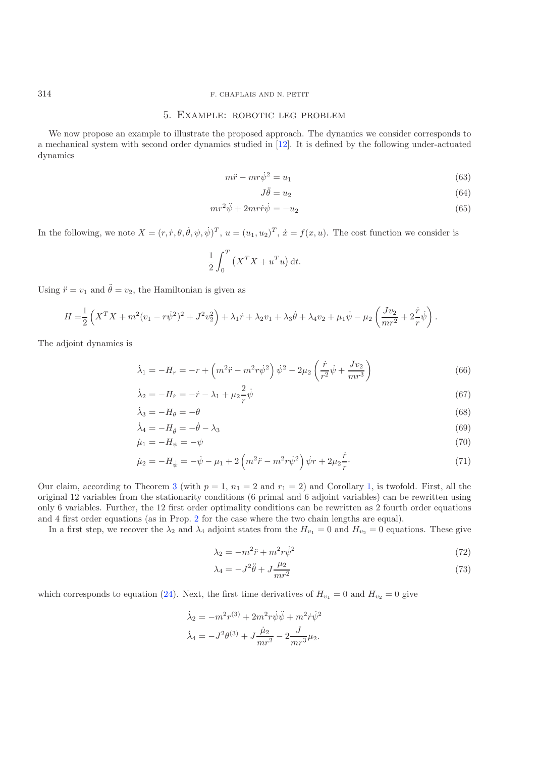## 5. Example: robotic leg problem

We now propose an example to illustrate the proposed approach. The dynamics we consider corresponds to a mechanical system with second order dynamics studied in [12]. It is defined by the following under-actuated dynamics

$$m\ddot{r} - mr\dot{\psi}^2 = u_1 \tag{63}$$

$$J\ddot{\theta} = u_2 \tag{64}$$

$$mr^2\ddot{\psi} + 2mr\dot{r}\dot{\psi} = -u_2 \tag{65}$$

In the following, we note $X = (r, \dot{r}, \theta, \dot{\theta}, \psi, \dot{\psi})^T$, $u = (u_1, u_2)^T$, $\dot{x} = f(x, u)$. The cost function we consider is

$$\frac{1}{2}\int_0^T \left(X^T X + u^T u\right) \mathrm{d}t.$$

Using $\ddot{r} = v_1$ and $\ddot{\theta} = v_2$, the Hamiltonian is given as

$$H = \frac{1}{2}\left(X^T X + m^2(v_1 - r\dot{\psi}^2)^2 + J^2 v_2^2\right) + \lambda_1 \dot{r} + \lambda_2 v_1 + \lambda_3 \dot{\theta} + \lambda_4 v_2 + \mu_1 \dot{\psi} - \mu_2 \left(\frac{J v_2}{mr^2} + 2\frac{\dot{r}}{r}\dot{\psi}\right).$$

The adjoint dynamics is

$$\dot{\lambda}_1 = -H_r = -r + \left(m^2\ddot{r} - m^2 r\dot{\psi}^2\right)\dot{\psi}^2 - 2\mu_2\left(\frac{\dot{r}}{r^2}\dot{\psi} + \frac{J v_2}{mr^3}\right) \tag{66}$$

$$\dot{\lambda}_2 = -H_{\dot{r}} = -\dot{r} - \lambda_1 + \mu_2 \frac{2}{r}\dot{\psi} \tag{67}$$

$$\dot{\lambda}_3 = -H_\theta = -\theta \tag{68}$$

$$\dot{\lambda}_4 = -H_{\dot{\theta}} = -\dot{\theta} - \lambda_3 \tag{69}$$

$$\dot{\mu}_1 = -H_\psi = -\psi \tag{70}$$

$$\dot{\mu}_2 = -H_{\dot{\psi}} = -\dot{\psi} - \mu_1 + 2\left(m^2\ddot{r} - m^2 r\dot{\psi}^2\right)\dot{\psi} r + 2\mu_2 \frac{\dot{r}}{r}\cdot \tag{71}$$

Our claim, according to Theorem 3 (with $p = 1$, $n_1 = 2$ and $r_1 = 2$) and Corollary 1, is twofold. First, all the original 12 variables from the stationarity conditions (6 primal and 6 adjoint variables) can be rewritten using only 6 variables. Further, the 12 first order optimality conditions can be rewritten as 2 fourth order equations and 4 first order equations (as in Prop. 2 for the case where the two chain lengths are equal).

In a first step, we recover the $\lambda_2$ and $\lambda_4$ adjoint states from the $H_{v_1} = 0$ and $H_{v_2} = 0$ equations. These give

$$\lambda_2 = -m^2\ddot{r} + m^2 r\dot{\psi}^2 \tag{72}$$

$$\lambda_4 = -J^2\ddot{\theta} + J\frac{\mu_2}{mr^2} \tag{73}$$

which corresponds to equation (24). Next, the first time derivatives of $H_{v_1} = 0$ and $H_{v_2} = 0$ give

$$\dot{\lambda}_2 = -m^2 r^{(3)} + 2m^2 r\dot{\psi}\ddot{\psi} + m^2\dot{r}\dot{\psi}^2$$

$$\dot{\lambda}_4 = -J^2\theta^{(3)} + J\frac{\dot{\mu}_2}{mr^2} - 2\frac{J}{mr^3}\mu_2.$$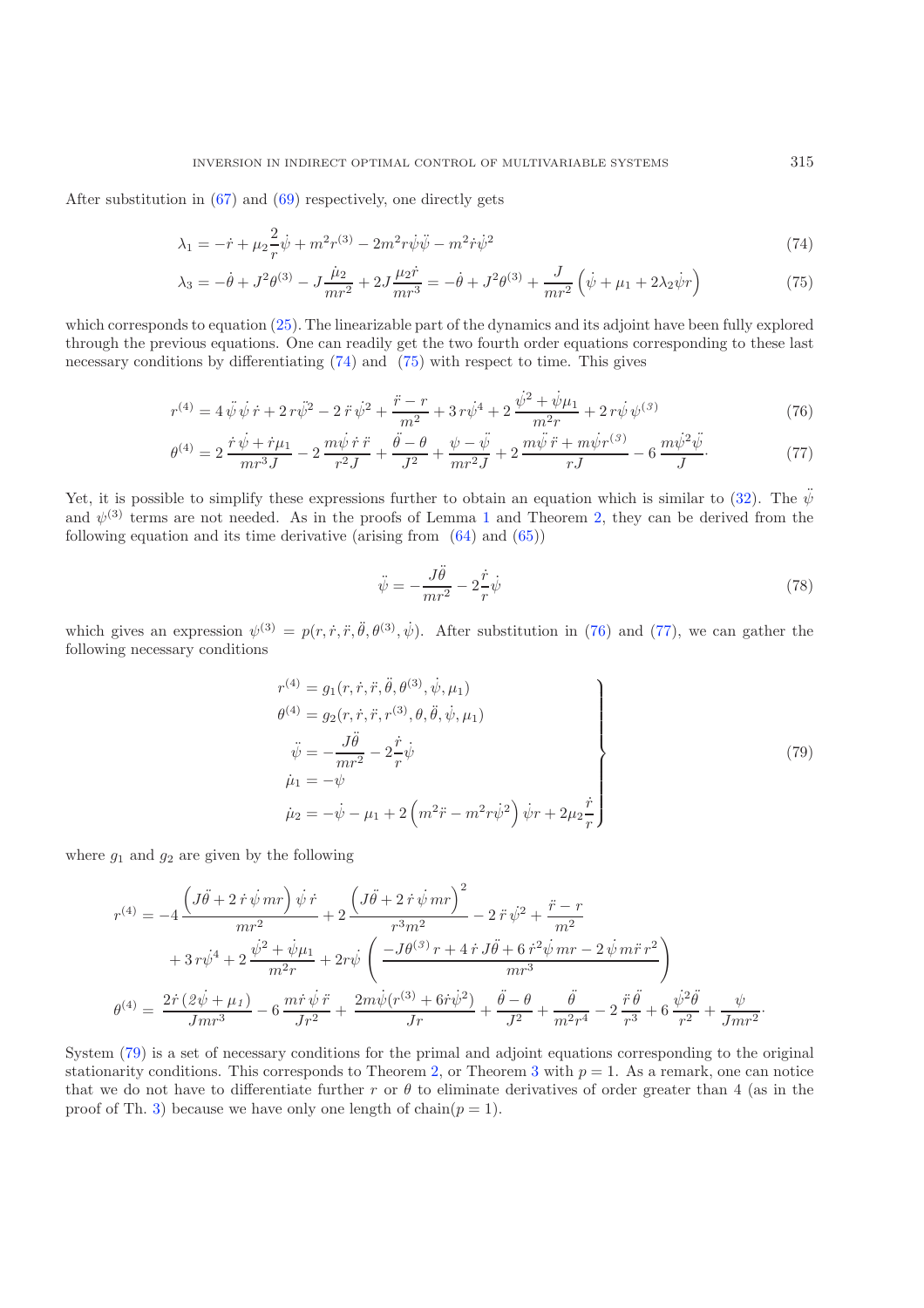After substitution in (67) and (69) respectively, one directly gets

$$\lambda_1 = -\dot{r} + \mu_2 \frac{2}{r}\dot{\psi} + m^2 r^{(3)} - 2m^2 r\dot{\psi}\ddot{\psi} - m^2 \dot{r}\dot{\psi}^2 \tag{74}$$

$$\lambda_3 = -\dot{\theta} + J^2\theta^{(3)} - J\frac{\dot{\mu}_2}{mr^2} + 2J\frac{\mu_2 \dot{r}}{mr^3} = -\dot{\theta} + J^2\theta^{(3)} + \frac{J}{mr^2}\left(\dot{\psi} + \mu_1 + 2\lambda_2\dot{\psi}r\right) \tag{75}$$

which corresponds to equation (25). The linearizable part of the dynamics and its adjoint have been fully explored through the previous equations. One can readily get the two fourth order equations corresponding to these last necessary conditions by differentiating (74) and (75) with respect to time. This gives

$$r^{(4)} = 4\,\ddot{\psi}\,\dot{\psi}\,\dot{r} + 2\,r\ddot{\psi}^2 - 2\,\ddot{r}\,\dot{\psi}^2 + \frac{\ddot{r} - r}{m^2} + 3\,r\dot{\psi}^4 + 2\,\frac{\dot{\psi}^2 + \dot{\psi}\mu_1}{m^2 r} + 2\,r\dot{\psi}\,\psi^{(3)} \tag{76}$$

$$\theta^{(4)} = 2\,\frac{\dot{r}\,\dot{\psi} + \dot{r}\mu_1}{mr^3 J} - 2\,\frac{m\dot{\psi}\,\dot{r}\,\ddot{r}}{r^2 J} + \frac{\ddot{\theta} - \theta}{J^2} + \frac{\psi - \ddot{\psi}}{mr^2 J} + 2\,\frac{m\ddot{\psi}\,\ddot{r} + m\dot{\psi}r^{(3)}}{rJ} - 6\,\frac{m\dot{\psi}^2\ddot{\psi}}{J}. \tag{77}$$

Yet, it is possible to simplify these expressions further to obtain an equation which is similar to (32). The $\ddot{\psi}$ and $\psi^{(3)}$ terms are not needed. As in the proofs of Lemma 1 and Theorem 2, they can be derived from the following equation and its time derivative (arising from (64) and (65))

$$\ddot{\psi} = -\frac{J\ddot{\theta}}{mr^2} - 2\frac{\dot{r}}{r}\dot{\psi} \tag{78}$$

which gives an expression $\psi^{(3)} = p(r, \dot{r}, \ddot{r}, \ddot{\theta}, \theta^{(3)}, \dot{\psi})$. After substitution in (76) and (77), we can gather the following necessary conditions

$$\left.\begin{aligned}
r^{(4)} &= g_1(r, \dot{r}, \ddot{r}, \ddot{\theta}, \theta^{(3)}, \dot{\psi}, \mu_1) \\
\theta^{(4)} &= g_2(r, \dot{r}, \ddot{r}, r^{(3)}, \theta, \ddot{\theta}, \dot{\psi}, \mu_1) \\
\ddot{\psi} &= -\frac{J\ddot{\theta}}{mr^2} - 2\frac{\dot{r}}{r}\dot{\psi} \\
\dot{\mu}_1 &= -\psi \\
\dot{\mu}_2 &= -\dot{\psi} - \mu_1 + 2\left(m^2\ddot{r} - m^2 r\dot{\psi}^2\right)\dot{\psi}r + 2\mu_2\frac{\dot{r}}{r}
\end{aligned}\right\} \tag{79}$$

where $g_1$ and $g_2$ are given by the following

$$\begin{aligned}
r^{(4)} = &-4\,\frac{\left(J\ddot{\theta} + 2\,\dot{r}\,\dot{\psi}\,mr\right)\dot{\psi}\,\dot{r}}{mr^2} + 2\,\frac{\left(J\ddot{\theta} + 2\,\dot{r}\,\dot{\psi}\,mr\right)^2}{r^3 m^2} - 2\,\ddot{r}\,\dot{\psi}^2 + \frac{\ddot{r} - r}{m^2} \\
&+ 3\,r\dot{\psi}^4 + 2\,\frac{\dot{\psi}^2 + \dot{\psi}\mu_1}{m^2 r} + 2r\dot{\psi}\left(\frac{-J\theta^{(3)}r + 4\,\dot{r}\,J\ddot{\theta} + 6\,\dot{r}^2\dot{\psi}\,mr - 2\,\dot{\psi}\,m\ddot{r}\,r^2}{mr^3}\right) \\
\theta^{(4)} = &\;\frac{2\dot{r}\left(2\dot{\psi} + \mu_1\right)}{Jmr^3} - 6\,\frac{m\dot{r}\,\dot{\psi}\,\ddot{r}}{Jr^2} + \frac{2m\dot{\psi}(r^{(3)} + 6\dot{r}\dot{\psi}^2)}{Jr} + \frac{\ddot{\theta} - \theta}{J^2} + \frac{\ddot{\theta}}{m^2 r^4} - 2\,\frac{\ddot{r}\,\ddot{\theta}}{r^3} + 6\,\frac{\dot{\psi}^2\ddot{\theta}}{r^2} + \frac{\psi}{Jmr^2}.
\end{aligned}$$

System (79) is a set of necessary conditions for the primal and adjoint equations corresponding to the original stationarity conditions. This corresponds to Theorem 2, or Theorem 3 with $p = 1$. As a remark, one can notice that we do not have to differentiate further $r$ or $\theta$ to eliminate derivatives of order greater than 4 (as in the proof of Th. 3) because we have only one length of chain($p = 1$).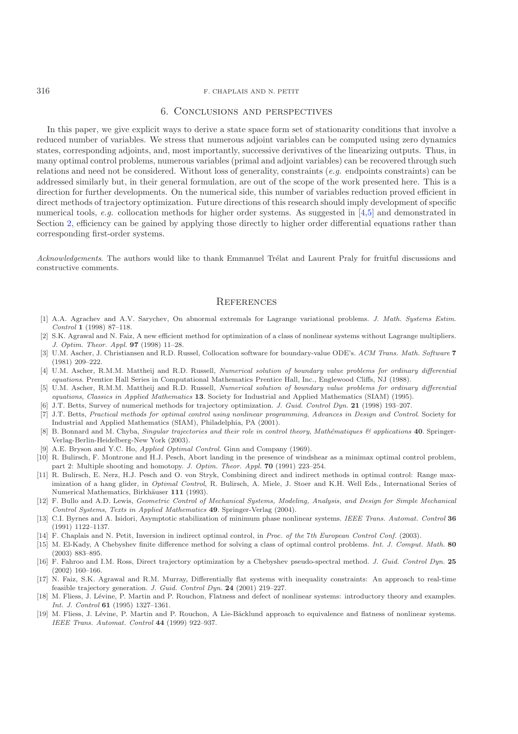## 6. Conclusions and perspectives

In this paper, we give explicit ways to derive a state space form set of stationarity conditions that involve a reduced number of variables. We stress that numerous adjoint variables can be computed using zero dynamics states, corresponding adjoints, and, most importantly, successive derivatives of the linearizing outputs. Thus, in many optimal control problems, numerous variables (primal and adjoint variables) can be recovered through such relations and need not be considered. Without loss of generality, constraints (*e.g.* endpoints constraints) can be addressed similarly but, in their general formulation, are out of the scope of the work presented here. This is a direction for further developments. On the numerical side, this number of variables reduction proved efficient in direct methods of trajectory optimization. Future directions of this research should imply development of specific numerical tools, *e.g.* collocation methods for higher order systems. As suggested in [4,5] and demonstrated in Section 2, efficiency can be gained by applying those directly to higher order differential equations rather than corresponding first-order systems.

*Acknowledgements*. The authors would like to thank Emmanuel Trélat and Laurent Praly for fruitful discussions and constructive comments.

## References

[1] A.A. Agrachev and A.V. Sarychev, On abnormal extremals for Lagrange variational problems. *J. Math. Systems Estim. Control* **1** (1998) 87–118.

[2] S.K. Agrawal and N. Faiz, A new efficient method for optimization of a class of nonlinear systems without Lagrange multipliers. *J. Optim. Theor. Appl.* **97** (1998) 11–28.

[3] U.M. Ascher, J. Christiansen and R.D. Russel, Collocation software for boundary-value ODE's. *ACM Trans. Math. Software* **7** (1981) 209–222.

[4] U.M. Ascher, R.M.M. Mattheij and R.D. Russell, *Numerical solution of boundary value problems for ordinary differential equations*. Prentice Hall Series in Computational Mathematics Prentice Hall, Inc., Englewood Cliffs, NJ (1988).

[5] U.M. Ascher, R.M.M. Mattheij and R.D. Russell, *Numerical solution of boundary value problems for ordinary differential equations*, *Classics in Applied Mathematics* **13**. Society for Industrial and Applied Mathematics (SIAM) (1995).

[6] J.T. Betts, Survey of numerical methods for trajectory optimization. *J. Guid. Control Dyn.* **21** (1998) 193–207.

[7] J.T. Betts, *Practical methods for optimal control using nonlinear programming*, *Advances in Design and Control*. Society for Industrial and Applied Mathematics (SIAM), Philadelphia, PA (2001).

[8] B. Bonnard and M. Chyba, *Singular trajectories and their role in control theory*, *Mathématiques & applications* **40**. Springer-Verlag-Berlin-Heidelberg-New York (2003).

[9] A.E. Bryson and Y.C. Ho, *Applied Optimal Control*. Ginn and Company (1969).

[10] R. Bulirsch, F. Montrone and H.J. Pesch, Abort landing in the presence of windshear as a minimax optimal control problem, part 2: Multiple shooting and homotopy. *J. Optim. Theor. Appl.* **70** (1991) 223–254.

[11] R. Bulirsch, E. Nerz, H.J. Pesch and O. von Stryk, Combining direct and indirect methods in optimal control: Range maximization of a hang glider, in *Optimal Control*, R. Bulirsch, A. Miele, J. Stoer and K.H. Well Eds., International Series of Numerical Mathematics, Birkhäuser **111** (1993).

[12] F. Bullo and A.D. Lewis, *Geometric Control of Mechanical Systems, Modeling, Analysis, and Design for Simple Mechanical Control Systems*, *Texts in Applied Mathematics* **49**. Springer-Verlag (2004).

[13] C.I. Byrnes and A. Isidori, Asymptotic stabilization of minimum phase nonlinear systems. *IEEE Trans. Automat. Control* **36** (1991) 1122–1137.

[14] F. Chaplais and N. Petit, Inversion in indirect optimal control, in *Proc. of the 7th European Control Conf.* (2003).

[15] M. El-Kady, A Chebyshev finite difference method for solving a class of optimal control problems. *Int. J. Comput. Math.* **80** (2003) 883–895.

[16] F. Fahroo and I.M. Ross, Direct trajectory optimization by a Chebyshev pseudo-spectral method. *J. Guid. Control Dyn.* **25** (2002) 160–166.

[17] N. Faiz, S.K. Agrawal and R.M. Murray, Differentially flat systems with inequality constraints: An approach to real-time feasible trajectory generation. *J. Guid. Control Dyn.* **24** (2001) 219–227.

[18] M. Fliess, J. Lévine, P. Martin and P. Rouchon, Flatness and defect of nonlinear systems: introductory theory and examples. *Int. J. Control* **61** (1995) 1327–1361.

[19] M. Fliess, J. Lévine, P. Martin and P. Rouchon, A Lie-Bäcklund approach to equivalence and flatness of nonlinear systems. *IEEE Trans. Automat. Control* **44** (1999) 922–937.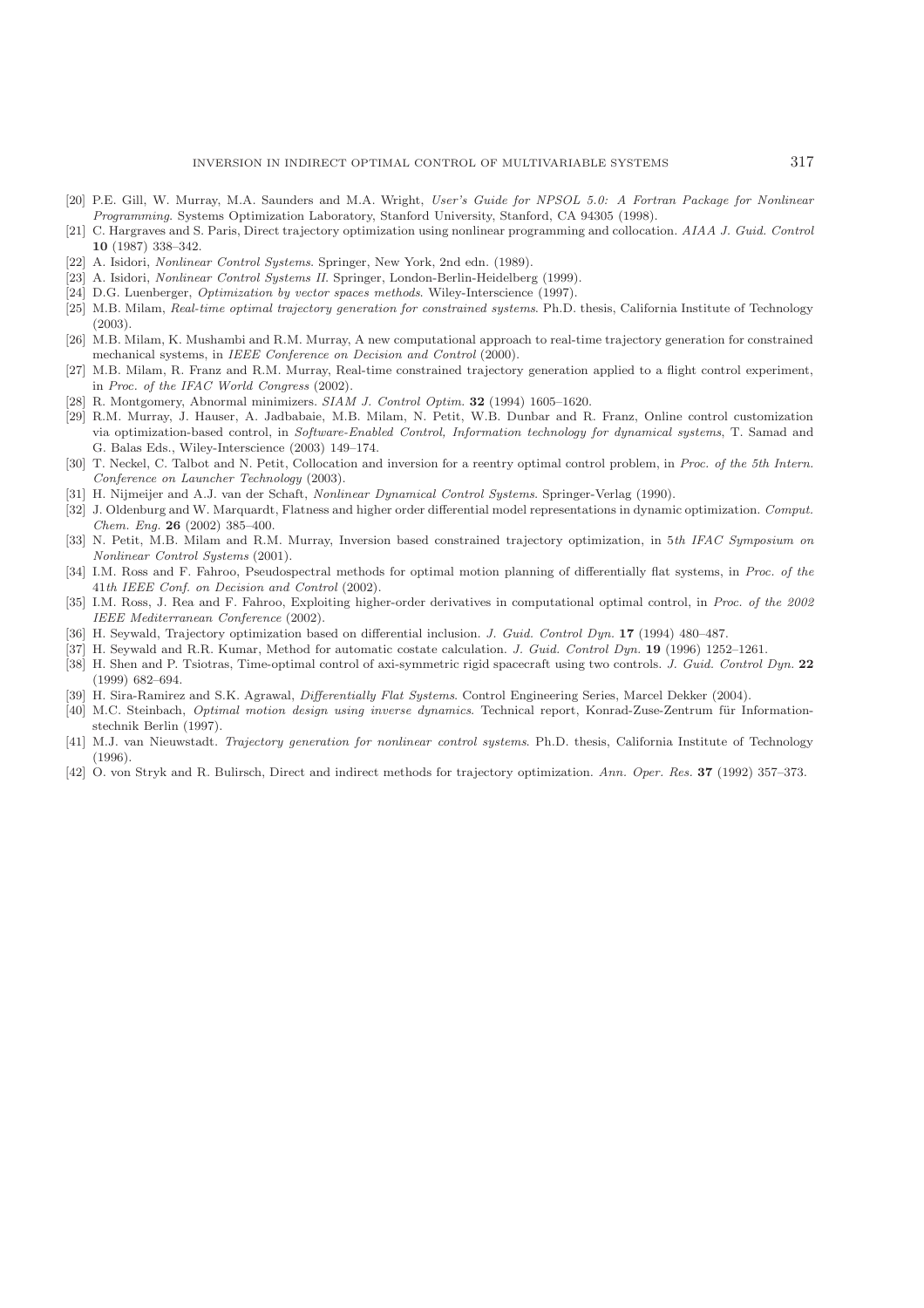[20] P.E. Gill, W. Murray, M.A. Saunders and M.A. Wright, *User's Guide for NPSOL 5.0: A Fortran Package for Nonlinear Programming*. Systems Optimization Laboratory, Stanford University, Stanford, CA 94305 (1998).

[21] C. Hargraves and S. Paris, Direct trajectory optimization using nonlinear programming and collocation. *AIAA J. Guid. Control* **10** (1987) 338–342.

[22] A. Isidori, *Nonlinear Control Systems*. Springer, New York, 2nd edn. (1989).

[23] A. Isidori, *Nonlinear Control Systems II*. Springer, London-Berlin-Heidelberg (1999).

[24] D.G. Luenberger, *Optimization by vector spaces methods*. Wiley-Interscience (1997).

[25] M.B. Milam, *Real-time optimal trajectory generation for constrained systems*. Ph.D. thesis, California Institute of Technology (2003).

[26] M.B. Milam, K. Mushambi and R.M. Murray, A new computational approach to real-time trajectory generation for constrained mechanical systems, in *IEEE Conference on Decision and Control* (2000).

[27] M.B. Milam, R. Franz and R.M. Murray, Real-time constrained trajectory generation applied to a flight control experiment, in *Proc. of the IFAC World Congress* (2002).

[28] R. Montgomery, Abnormal minimizers. *SIAM J. Control Optim.* **32** (1994) 1605–1620.

[29] R.M. Murray, J. Hauser, A. Jadbabaie, M.B. Milam, N. Petit, W.B. Dunbar and R. Franz, Online control customization via optimization-based control, in *Software-Enabled Control, Information technology for dynamical systems*, T. Samad and G. Balas Eds., Wiley-Interscience (2003) 149–174.

[30] T. Neckel, C. Talbot and N. Petit, Collocation and inversion for a reentry optimal control problem, in *Proc. of the 5th Intern. Conference on Launcher Technology* (2003).

[31] H. Nijmeijer and A.J. van der Schaft, *Nonlinear Dynamical Control Systems*. Springer-Verlag (1990).

[32] J. Oldenburg and W. Marquardt, Flatness and higher order differential model representations in dynamic optimization. *Comput. Chem. Eng.* **26** (2002) 385–400.

[33] N. Petit, M.B. Milam and R.M. Murray, Inversion based constrained trajectory optimization, in 5*th IFAC Symposium on Nonlinear Control Systems* (2001).

[34] I.M. Ross and F. Fahroo, Pseudospectral methods for optimal motion planning of differentially flat systems, in *Proc. of the* 41*th IEEE Conf. on Decision and Control* (2002).

[35] I.M. Ross, J. Rea and F. Fahroo, Exploiting higher-order derivatives in computational optimal control, in *Proc. of the 2002 IEEE Mediterranean Conference* (2002).

[36] H. Seywald, Trajectory optimization based on differential inclusion. *J. Guid. Control Dyn.* **17** (1994) 480–487.

[37] H. Seywald and R.R. Kumar, Method for automatic costate calculation. *J. Guid. Control Dyn.* **19** (1996) 1252–1261.

[38] H. Shen and P. Tsiotras, Time-optimal control of axi-symmetric rigid spacecraft using two controls. *J. Guid. Control Dyn.* **22** (1999) 682–694.

[39] H. Sira-Ramirez and S.K. Agrawal, *Differentially Flat Systems*. Control Engineering Series, Marcel Dekker (2004).

[40] M.C. Steinbach, *Optimal motion design using inverse dynamics*. Technical report, Konrad-Zuse-Zentrum für Informationstechnik Berlin (1997).

[41] M.J. van Nieuwstadt. *Trajectory generation for nonlinear control systems*. Ph.D. thesis, California Institute of Technology (1996).

[42] O. von Stryk and R. Bulirsch, Direct and indirect methods for trajectory optimization. *Ann. Oper. Res.* **37** (1992) 357–373.